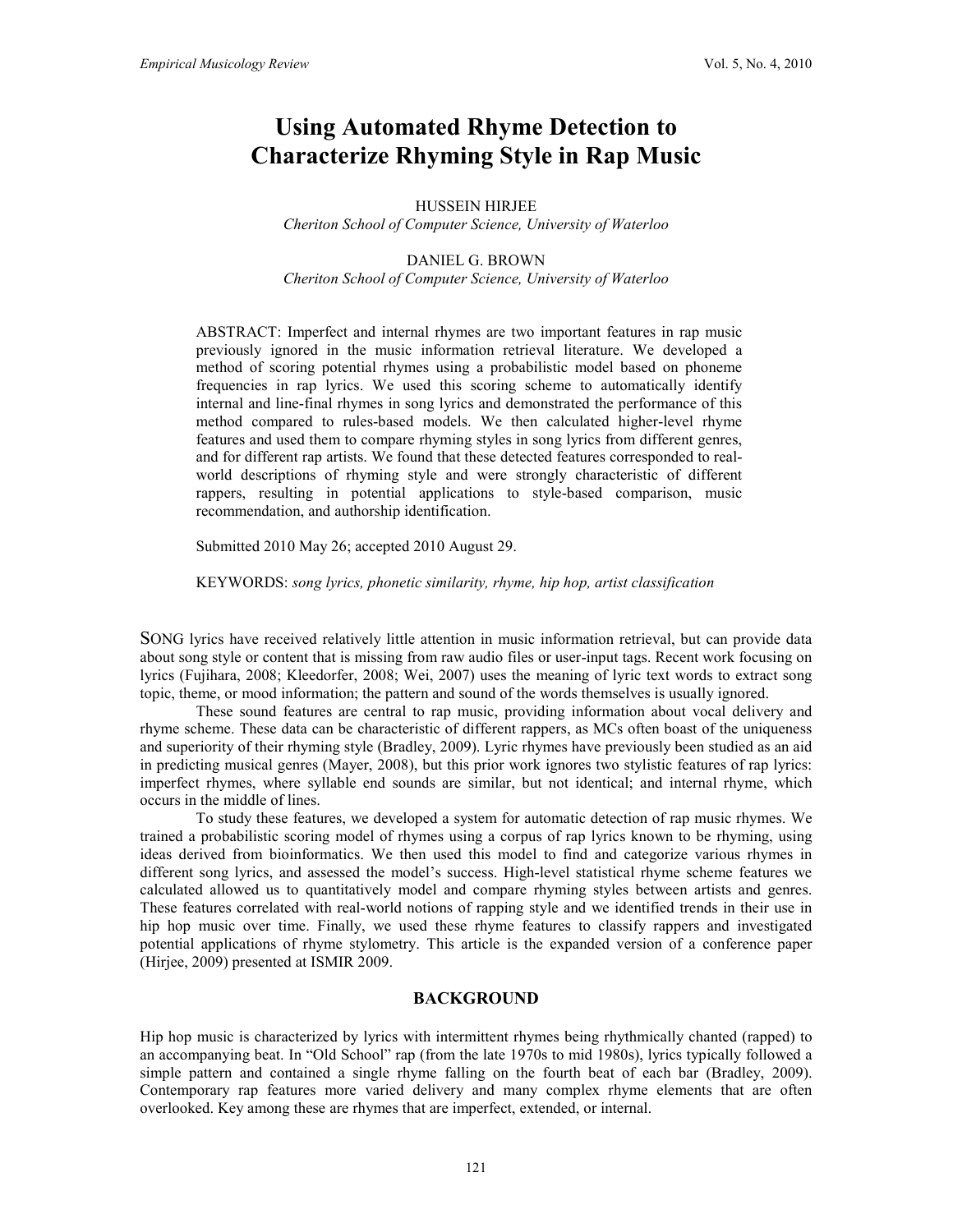# Using Automated Rhyme Detection to Characterize Rhyming Style in Rap Music

HUSSEIN HIRJEE
*Cheriton School of Computer Science, University of Waterloo*

DANIEL G. BROWN
*Cheriton School of Computer Science, University of Waterloo*

ABSTRACT: Imperfect and internal rhymes are two important features in rap music previously ignored in the music information retrieval literature. We developed a method of scoring potential rhymes using a probabilistic model based on phoneme frequencies in rap lyrics. We used this scoring scheme to automatically identify internal and line-final rhymes in song lyrics and demonstrated the performance of this method compared to rules-based models. We then calculated higher-level rhyme features and used them to compare rhyming styles in song lyrics from different genres, and for different rap artists. We found that these detected features corresponded to real-world descriptions of rhyming style and were strongly characteristic of different rappers, resulting in potential applications to style-based comparison, music recommendation, and authorship identification.

Submitted 2010 May 26; accepted 2010 August 29.

KEYWORDS: *song lyrics, phonetic similarity, rhyme, hip hop, artist classification*

SONG lyrics have received relatively little attention in music information retrieval, but can provide data about song style or content that is missing from raw audio files or user-input tags. Recent work focusing on lyrics (Fujihara, 2008; Kleedorfer, 2008; Wei, 2007) uses the meaning of lyric text words to extract song topic, theme, or mood information; the pattern and sound of the words themselves is usually ignored.

These sound features are central to rap music, providing information about vocal delivery and rhyme scheme. These data can be characteristic of different rappers, as MCs often boast of the uniqueness and superiority of their rhyming style (Bradley, 2009). Lyric rhymes have previously been studied as an aid in predicting musical genres (Mayer, 2008), but this prior work ignores two stylistic features of rap lyrics: imperfect rhymes, where syllable end sounds are similar, but not identical; and internal rhyme, which occurs in the middle of lines.

To study these features, we developed a system for automatic detection of rap music rhymes. We trained a probabilistic scoring model of rhymes using a corpus of rap lyrics known to be rhyming, using ideas derived from bioinformatics. We then used this model to find and categorize various rhymes in different song lyrics, and assessed the model's success. High-level statistical rhyme scheme features we calculated allowed us to quantitatively model and compare rhyming styles between artists and genres. These features correlated with real-world notions of rapping style and we identified trends in their use in hip hop music over time. Finally, we used these rhyme features to classify rappers and investigated potential applications of rhyme stylometry. This article is the expanded version of a conference paper (Hirjee, 2009) presented at ISMIR 2009.

## BACKGROUND

Hip hop music is characterized by lyrics with intermittent rhymes being rhythmically chanted (rapped) to an accompanying beat. In "Old School" rap (from the late 1970s to mid 1980s), lyrics typically followed a simple pattern and contained a single rhyme falling on the fourth beat of each bar (Bradley, 2009). Contemporary rap features more varied delivery and many complex rhyme elements that are often overlooked. Key among these are rhymes that are imperfect, extended, or internal.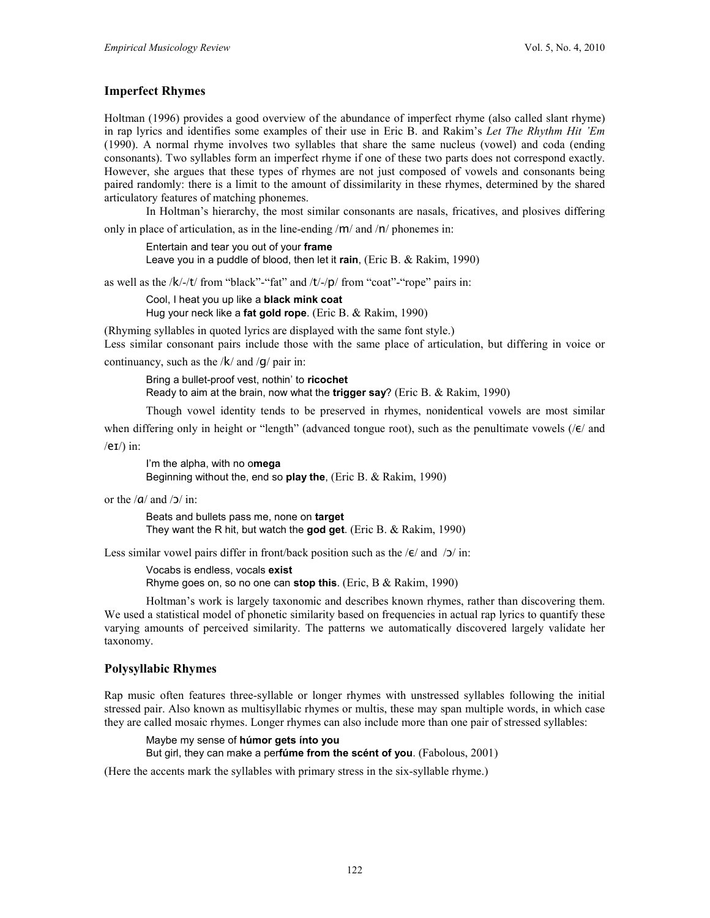## Imperfect Rhymes

Holtman (1996) provides a good overview of the abundance of imperfect rhyme (also called slant rhyme) in rap lyrics and identifies some examples of their use in Eric B. and Rakim's *Let The Rhythm Hit 'Em* (1990). A normal rhyme involves two syllables that share the same nucleus (vowel) and coda (ending consonants). Two syllables form an imperfect rhyme if one of these two parts does not correspond exactly. However, she argues that these types of rhymes are not just composed of vowels and consonants being paired randomly: there is a limit to the amount of dissimilarity in these rhymes, determined by the shared articulatory features of matching phonemes.

In Holtman's hierarchy, the most similar consonants are nasals, fricatives, and plosives differing only in place of articulation, as in the line-ending /m/ and /n/ phonemes in:

> Entertain and tear you out of your **frame**
> Leave you in a puddle of blood, then let it **rain**, (Eric B. & Rakim, 1990)

as well as the /k/-/t/ from "black"-"fat" and /t/-/p/ from "coat"-"rope" pairs in:

> Cool, I heat you up like a **black mink coat**
> Hug your neck like a **fat gold rope**. (Eric B. & Rakim, 1990)

(Rhyming syllables in quoted lyrics are displayed with the same font style.)

Less similar consonant pairs include those with the same place of articulation, but differing in voice or continuancy, such as the /k/ and /g/ pair in:

> Bring a bullet-proof vest, nothin' to **ricochet**
> Ready to aim at the brain, now what the **trigger say**? (Eric B. & Rakim, 1990)

Though vowel identity tends to be preserved in rhymes, nonidentical vowels are most similar when differing only in height or "length" (advanced tongue root), such as the penultimate vowels (/ɛ/ and /eɪ/) in:

> I'm the alpha, with no o**mega**
> Beginning without the, end so **play the**, (Eric B. & Rakim, 1990)

or the /ɑ/ and /ɔ/ in:

> Beats and bullets pass me, none on **target**
> They want the R hit, but watch the **god get**. (Eric B. & Rakim, 1990)

Less similar vowel pairs differ in front/back position such as the /ɛ/ and /ɔ/ in:

> Vocabs is endless, vocals **exist**
> Rhyme goes on, so no one can **stop this**. (Eric, B & Rakim, 1990)

Holtman's work is largely taxonomic and describes known rhymes, rather than discovering them. We used a statistical model of phonetic similarity based on frequencies in actual rap lyrics to quantify these varying amounts of perceived similarity. The patterns we automatically discovered largely validate her taxonomy.

## Polysyllabic Rhymes

Rap music often features three-syllable or longer rhymes with unstressed syllables following the initial stressed pair. Also known as multisyllabic rhymes or multis, these may span multiple words, in which case they are called mosaic rhymes. Longer rhymes can also include more than one pair of stressed syllables:

> Maybe my sense of **húmor gets ínto you**
> But girl, they can make a per**fúme from the scént of you**. (Fabolous, 2001)

(Here the accents mark the syllables with primary stress in the six-syllable rhyme.)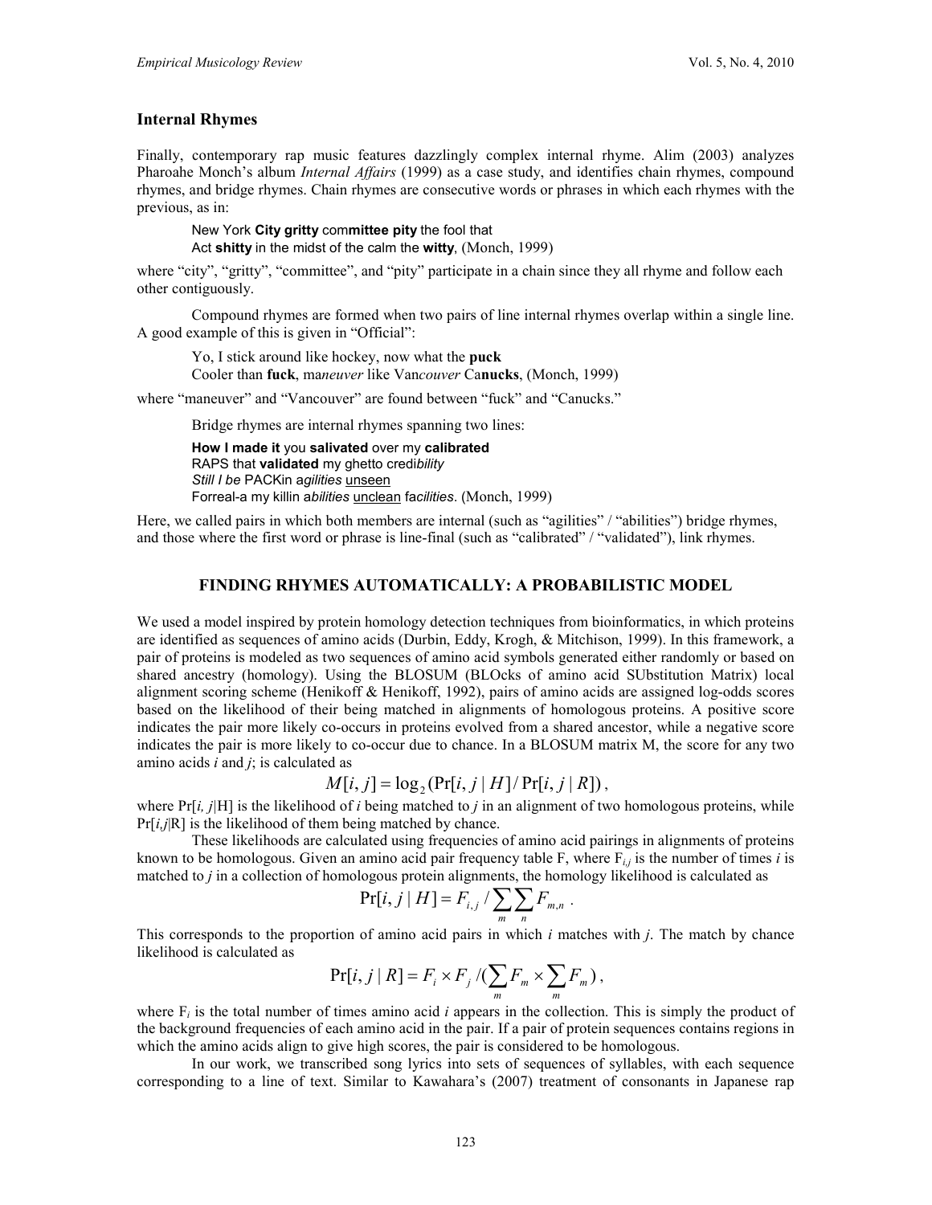## Internal Rhymes

Finally, contemporary rap music features dazzlingly complex internal rhyme. Alim (2003) analyzes Pharoahe Monch's album *Internal Affairs* (1999) as a case study, and identifies chain rhymes, compound rhymes, and bridge rhymes. Chain rhymes are consecutive words or phrases in which each rhymes with the previous, as in:

> New York **City gritty** com**mittee pity** the fool that
> Act **shitty** in the midst of the calm the **witty**, (Monch, 1999)

where "city", "gritty", "committee", and "pity" participate in a chain since they all rhyme and follow each other contiguously.

Compound rhymes are formed when two pairs of line internal rhymes overlap within a single line. A good example of this is given in "Official":

> Yo, I stick around like hockey, now what the **puck**
> Cooler than **fuck**, ma*neuver* like Van*couver* Ca**nucks**, (Monch, 1999)

where "maneuver" and "Vancouver" are found between "fuck" and "Canucks."

Bridge rhymes are internal rhymes spanning two lines:

> **How I made it** you **salivated** over my **calibrated**
> RAPS that **validated** my ghetto credi*bility*
> *Still I be* PACKin a*gilities* unseen
> Forreal-a my killin *abilities* unclean fa*cilities*. (Monch, 1999)

Here, we called pairs in which both members are internal (such as "agilities" / "abilities") bridge rhymes, and those where the first word or phrase is line-final (such as "calibrated" / "validated"), link rhymes.

## FINDING RHYMES AUTOMATICALLY: A PROBABILISTIC MODEL

We used a model inspired by protein homology detection techniques from bioinformatics, in which proteins are identified as sequences of amino acids (Durbin, Eddy, Krogh, & Mitchison, 1999). In this framework, a pair of proteins is modeled as two sequences of amino acid symbols generated either randomly or based on shared ancestry (homology). Using the BLOSUM (BLOcks of amino acid SUbstitution Matrix) local alignment scoring scheme (Henikoff & Henikoff, 1992), pairs of amino acids are assigned log-odds scores based on the likelihood of their being matched in alignments of homologous proteins. A positive score indicates the pair more likely co-occurs in proteins evolved from a shared ancestor, while a negative score indicates the pair is more likely to co-occur due to chance. In a BLOSUM matrix M, the score for any two amino acids *i* and *j*; is calculated as

$$M[i, j] = \log_2 (\Pr[i, j \mid H] / \Pr[i, j \mid R]),$$

where $\Pr[i, j|H]$ is the likelihood of *i* being matched to *j* in an alignment of two homologous proteins, while $\Pr[i,j|R]$ is the likelihood of them being matched by chance.

These likelihoods are calculated using frequencies of amino acid pairings in alignments of proteins known to be homologous. Given an amino acid pair frequency table F, where $F_{i,j}$ is the number of times *i* is matched to *j* in a collection of homologous protein alignments, the homology likelihood is calculated as

$$\Pr[i, j \mid H] = F_{i,j} / \sum_m \sum_n F_{m,n} .$$

This corresponds to the proportion of amino acid pairs in which *i* matches with *j*. The match by chance likelihood is calculated as

$$\Pr[i, j \mid R] = F_i \times F_j / (\sum_m F_m \times \sum_m F_m),$$

where $F_i$ is the total number of times amino acid *i* appears in the collection. This is simply the product of the background frequencies of each amino acid in the pair. If a pair of protein sequences contains regions in which the amino acids align to give high scores, the pair is considered to be homologous.

In our work, we transcribed song lyrics into sets of sequences of syllables, with each sequence corresponding to a line of text. Similar to Kawahara's (2007) treatment of consonants in Japanese rap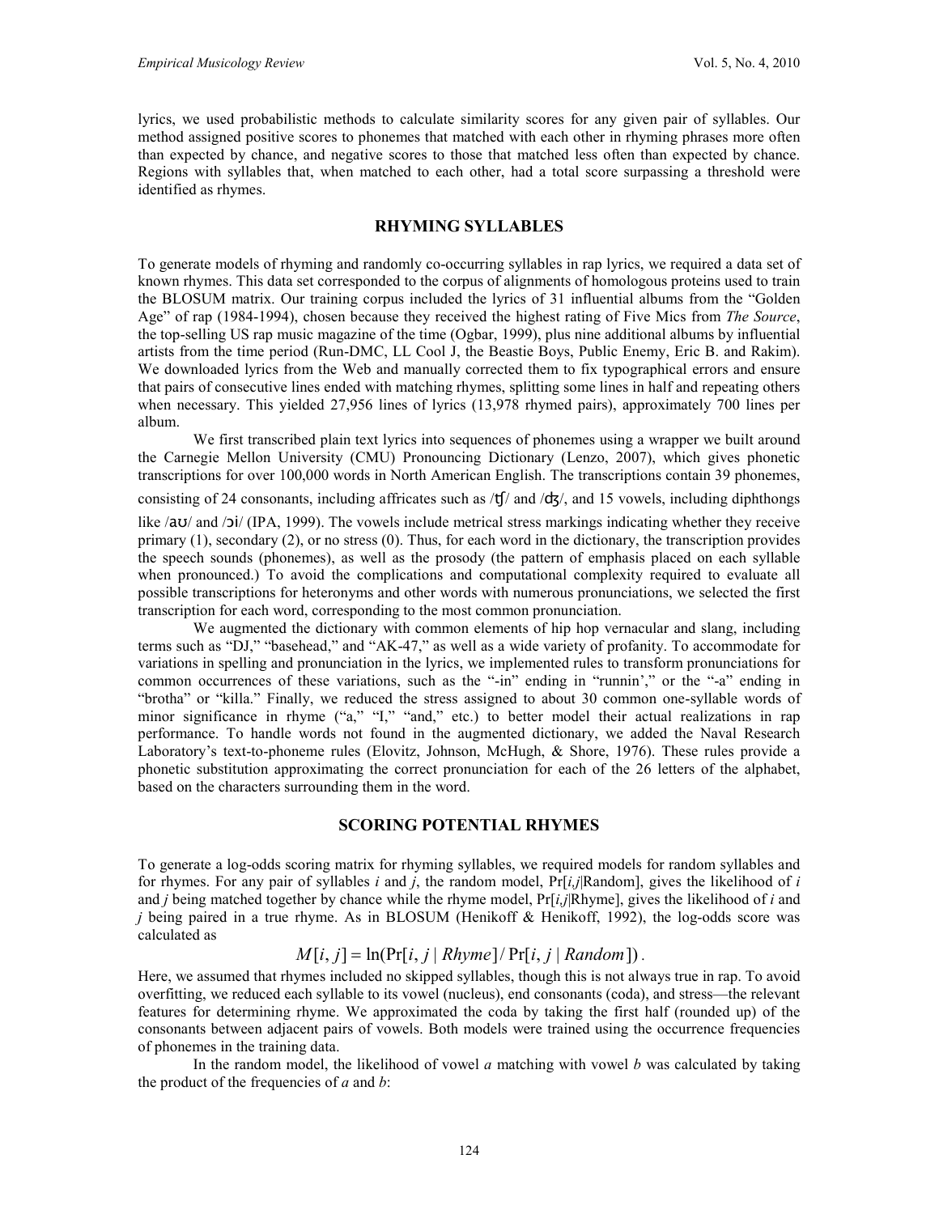lyrics, we used probabilistic methods to calculate similarity scores for any given pair of syllables. Our method assigned positive scores to phonemes that matched with each other in rhyming phrases more often than expected by chance, and negative scores to those that matched less often than expected by chance. Regions with syllables that, when matched to each other, had a total score surpassing a threshold were identified as rhymes.

## RHYMING SYLLABLES

To generate models of rhyming and randomly co-occurring syllables in rap lyrics, we required a data set of known rhymes. This data set corresponded to the corpus of alignments of homologous proteins used to train the BLOSUM matrix. Our training corpus included the lyrics of 31 influential albums from the "Golden Age" of rap (1984-1994), chosen because they received the highest rating of Five Mics from *The Source*, the top-selling US rap music magazine of the time (Ogbar, 1999), plus nine additional albums by influential artists from the time period (Run-DMC, LL Cool J, the Beastie Boys, Public Enemy, Eric B. and Rakim). We downloaded lyrics from the Web and manually corrected them to fix typographical errors and ensure that pairs of consecutive lines ended with matching rhymes, splitting some lines in half and repeating others when necessary. This yielded 27,956 lines of lyrics (13,978 rhymed pairs), approximately 700 lines per album.

We first transcribed plain text lyrics into sequences of phonemes using a wrapper we built around the Carnegie Mellon University (CMU) Pronouncing Dictionary (Lenzo, 2007), which gives phonetic transcriptions for over 100,000 words in North American English. The transcriptions contain 39 phonemes, consisting of 24 consonants, including affricates such as /ʧ/ and /ʤ/, and 15 vowels, including diphthongs like /aʊ/ and /ɔi/ (IPA, 1999). The vowels include metrical stress markings indicating whether they receive primary (1), secondary (2), or no stress (0). Thus, for each word in the dictionary, the transcription provides the speech sounds (phonemes), as well as the prosody (the pattern of emphasis placed on each syllable when pronounced.) To avoid the complications and computational complexity required to evaluate all possible transcriptions for heteronyms and other words with numerous pronunciations, we selected the first transcription for each word, corresponding to the most common pronunciation.

We augmented the dictionary with common elements of hip hop vernacular and slang, including terms such as "DJ," "basehead," and "AK-47," as well as a wide variety of profanity. To accommodate for variations in spelling and pronunciation in the lyrics, we implemented rules to transform pronunciations for common occurrences of these variations, such as the "-in" ending in "runnin'," or the "-a" ending in "brotha" or "killa." Finally, we reduced the stress assigned to about 30 common one-syllable words of minor significance in rhyme ("a," "I," "and," etc.) to better model their actual realizations in rap performance. To handle words not found in the augmented dictionary, we added the Naval Research Laboratory's text-to-phoneme rules (Elovitz, Johnson, McHugh, & Shore, 1976). These rules provide a phonetic substitution approximating the correct pronunciation for each of the 26 letters of the alphabet, based on the characters surrounding them in the word.

## SCORING POTENTIAL RHYMES

To generate a log-odds scoring matrix for rhyming syllables, we required models for random syllables and for rhymes. For any pair of syllables *i* and *j*, the random model, $\Pr[i,j|\text{Random}]$, gives the likelihood of *i* and *j* being matched together by chance while the rhyme model, $\Pr[i,j|\text{Rhyme}]$, gives the likelihood of *i* and *j* being paired in a true rhyme. As in BLOSUM (Henikoff & Henikoff, 1992), the log-odds score was calculated as

$$M[i,j] = \ln(\Pr[i,j \mid Rhyme] / \Pr[i,j \mid Random]) .$$

Here, we assumed that rhymes included no skipped syllables, though this is not always true in rap. To avoid overfitting, we reduced each syllable to its vowel (nucleus), end consonants (coda), and stress—the relevant features for determining rhyme. We approximated the coda by taking the first half (rounded up) of the consonants between adjacent pairs of vowels. Both models were trained using the occurrence frequencies of phonemes in the training data.

In the random model, the likelihood of vowel *a* matching with vowel *b* was calculated by taking the product of the frequencies of *a* and *b*: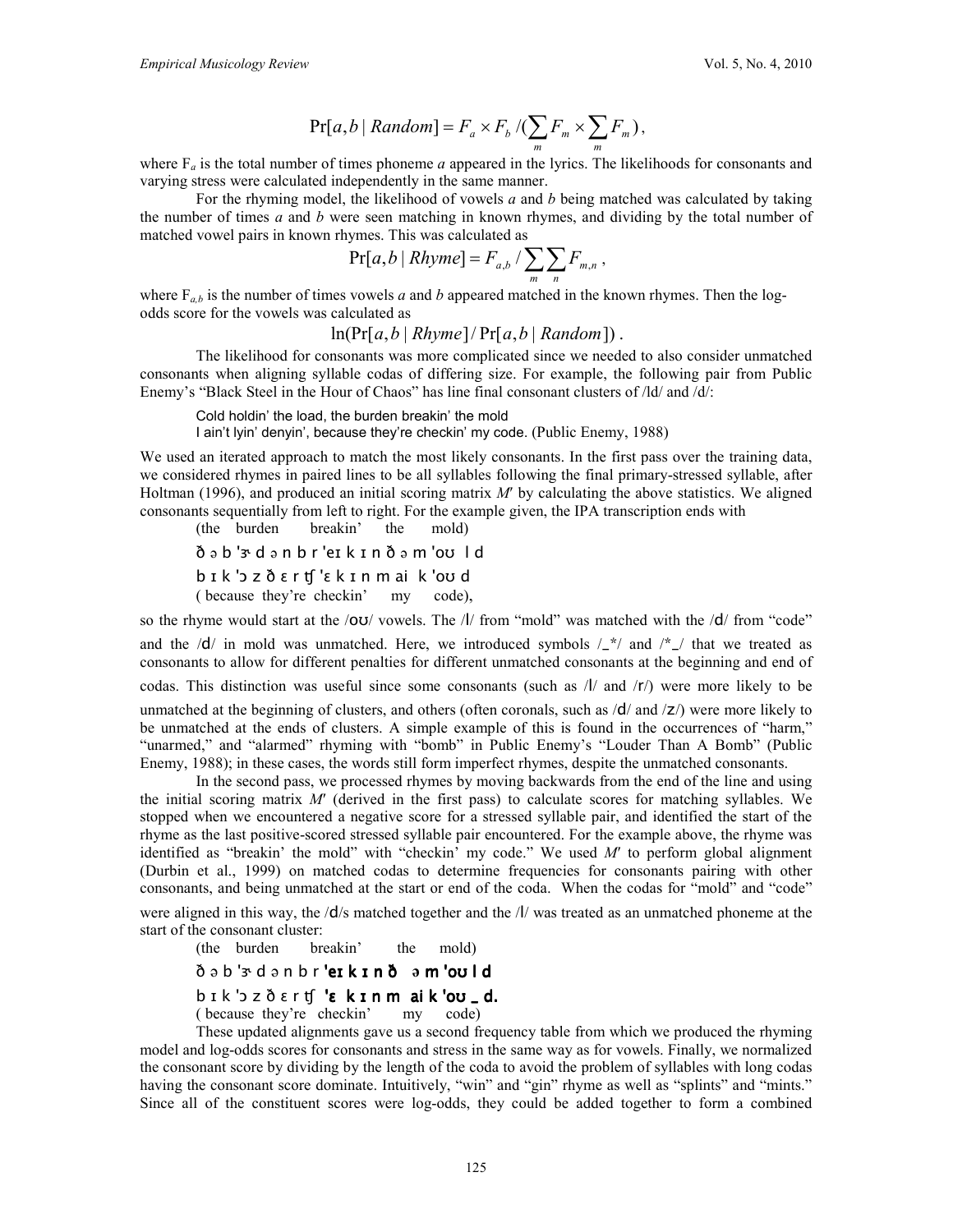$$\Pr[a,b \mid Random] = F_a \times F_b / (\sum_m F_m \times \sum_m F_m),$$

where $F_a$ is the total number of times phoneme *a* appeared in the lyrics. The likelihoods for consonants and varying stress were calculated independently in the same manner.

For the rhyming model, the likelihood of vowels *a* and *b* being matched was calculated by taking the number of times *a* and *b* were seen matching in known rhymes, and dividing by the total number of matched vowel pairs in known rhymes. This was calculated as

$$\Pr[a,b \mid Rhyme] = F_{a,b} / \sum_m \sum_n F_{m,n},$$

where $F_{a,b}$ is the number of times vowels *a* and *b* appeared matched in the known rhymes. Then the log-odds score for the vowels was calculated as

$$\ln(\Pr[a,b \mid Rhyme] / \Pr[a,b \mid Random]).$$

The likelihood for consonants was more complicated since we needed to also consider unmatched consonants when aligning syllable codas of differing size. For example, the following pair from Public Enemy's "Black Steel in the Hour of Chaos" has line final consonant clusters of /ld/ and /d/:

> Cold holdin' the load, the burden breakin' the mold
> I ain't lyin' denyin', because they're checkin' my code. (Public Enemy, 1988)

We used an iterated approach to match the most likely consonants. In the first pass over the training data, we considered rhymes in paired lines to be all syllables following the final primary-stressed syllable, after Holtman (1996), and produced an initial scoring matrix *M′* by calculating the above statistics. We aligned consonants sequentially from left to right. For the example given, the IPA transcription ends with

(the burden breakin' the mold)
ð ə b 'ɝ d ə n b r 'eɪ k ɪ n ð ə m 'oʊ l d
b ɪ k 'ɔ z ð ɛ r ʧ 'ɛ k ɪ n m ai k 'oʊ d
( because they're checkin' my code),

so the rhyme would start at the /oʊ/ vowels. The /l/ from "mold" was matched with the /d/ from "code" and the /d/ in mold was unmatched. Here, we introduced symbols /_*/ and /*_/ that we treated as consonants to allow for different penalties for different unmatched consonants at the beginning and end of codas. This distinction was useful since some consonants (such as /l/ and /r/) were more likely to be unmatched at the beginning of clusters, and others (often coronals, such as /d/ and /z/) were more likely to be unmatched at the ends of clusters. A simple example of this is found in the occurrences of "harm," "unarmed," and "alarmed" rhyming with "bomb" in Public Enemy's "Louder Than A Bomb" (Public Enemy, 1988); in these cases, the words still form imperfect rhymes, despite the unmatched consonants.

In the second pass, we processed rhymes by moving backwards from the end of the line and using the initial scoring matrix *M′* (derived in the first pass) to calculate scores for matching syllables. We stopped when we encountered a negative score for a stressed syllable pair, and identified the start of the rhyme as the last positive-scored stressed syllable pair encountered. For the example above, the rhyme was identified as "breakin' the mold" with "checkin' my code." We used *M′* to perform global alignment (Durbin et al., 1999) on matched codas to determine frequencies for consonants pairing with other consonants, and being unmatched at the start or end of the coda. When the codas for "mold" and "code" were aligned in this way, the /d/s matched together and the /l/ was treated as an unmatched phoneme at the start of the consonant cluster:

(the burden breakin' the mold)
ð ə b 'ɝ d ə n b r **'eɪ k ɪ n ð ə m 'oʊ l d**
b ɪ k 'ɔ z ð ɛ r ʧ **'ɛ k ɪ n m ai k 'oʊ _ d.**
( because they're checkin' my code)

These updated alignments gave us a second frequency table from which we produced the rhyming model and log-odds scores for consonants and stress in the same way as for vowels. Finally, we normalized the consonant score by dividing by the length of the coda to avoid the problem of syllables with long codas having the consonant score dominate. Intuitively, "win" and "gin" rhyme as well as "splints" and "mints." Since all of the constituent scores were log-odds, they could be added together to form a combined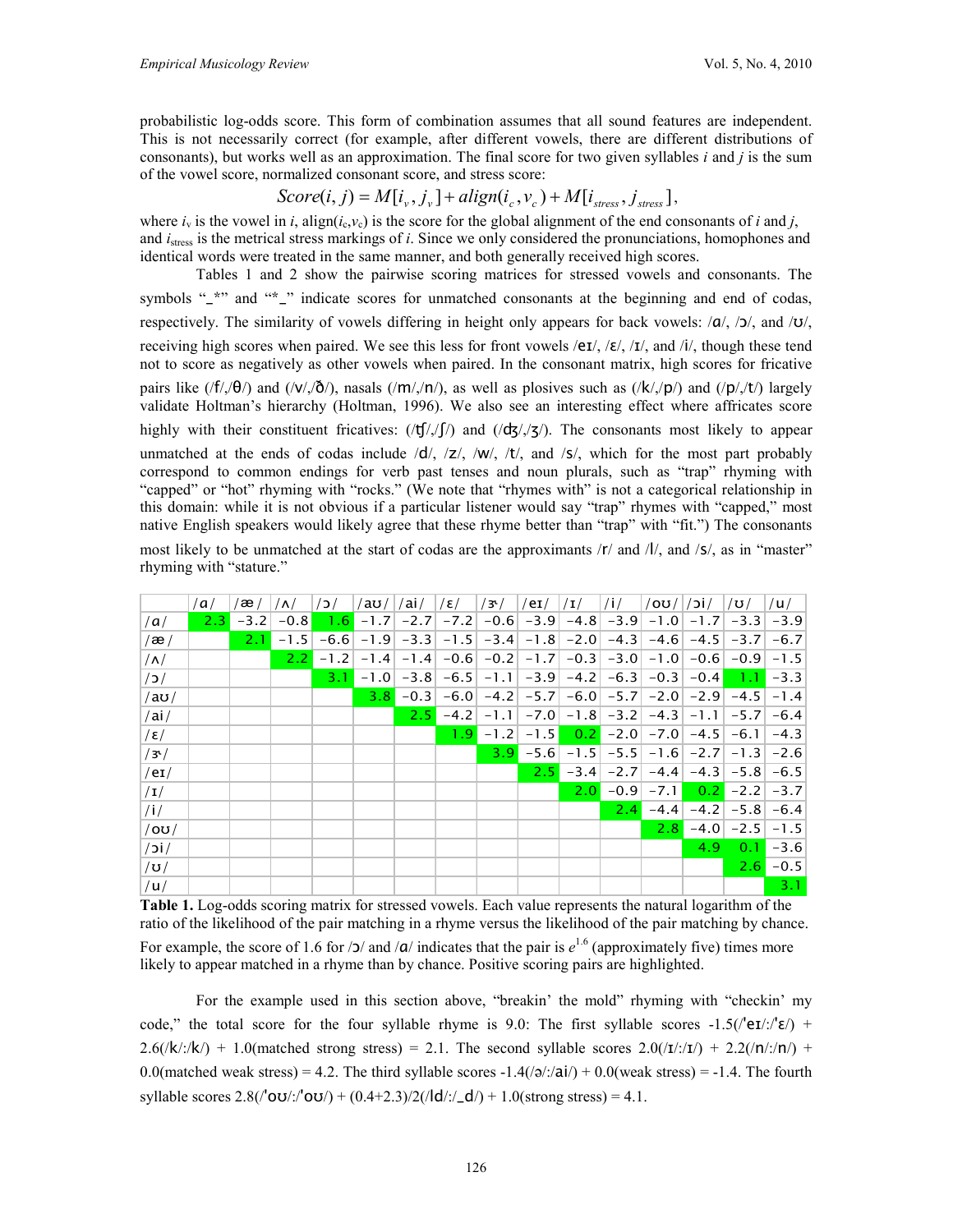probabilistic log-odds score. This form of combination assumes that all sound features are independent. This is not necessarily correct (for example, after different vowels, there are different distributions of consonants), but works well as an approximation. The final score for two given syllables *i* and *j* is the sum of the vowel score, normalized consonant score, and stress score:

$$Score(i, j) = M[i_v, j_v] + align(i_c, v_c) + M[i_{stress}, j_{stress}],$$

where $i_v$ is the vowel in *i*, align($i_c$,$v_c$) is the score for the global alignment of the end consonants of *i* and *j*, and $i_{stress}$ is the metrical stress markings of *i*. Since we only considered the pronunciations, homophones and identical words were treated in the same manner, and both generally received high scores.

Tables 1 and 2 show the pairwise scoring matrices for stressed vowels and consonants. The symbols "_*" and "*_" indicate scores for unmatched consonants at the beginning and end of codas, respectively. The similarity of vowels differing in height only appears for back vowels: /ɑ/, /ɔ/, and /ʊ/, receiving high scores when paired. We see this less for front vowels /eɪ/, /ɛ/, /ɪ/, and /i/, though these tend not to score as negatively as other vowels when paired. In the consonant matrix, high scores for fricative pairs like (/f/,/θ/) and (/v/,/ð/), nasals (/m/,/n/), as well as plosives such as (/k/,/p/) and (/p/,/t/) largely validate Holtman's hierarchy (Holtman, 1996). We also see an interesting effect where affricates score highly with their constituent fricatives: (/ʧ/,/ʃ/) and (/ʤ/,/ʒ/). The consonants most likely to appear unmatched at the ends of codas include /d/, /z/, /w/, /t/, and /s/, which for the most part probably correspond to common endings for verb past tenses and noun plurals, such as "trap" rhyming with "capped" or "hot" rhyming with "rocks." (We note that "rhymes with" is not a categorical relationship in this domain: while it is not obvious if a particular listener would say "trap" rhymes with "capped," most native English speakers would likely agree that these rhyme better than "trap" with "fit.") The consonants most likely to be unmatched at the start of codas are the approximants /r/ and /l/, and /s/, as in "master" rhyming with "stature."

| | /ɑ/ | /æ/ | /ʌ/ | /ɔ/ | /aʊ/ | /ai/ | /ɛ/ | /ɝ/ | /eɪ/ | /ɪ/ | /i/ | /oʊ/ | /ɔi/ | /ʊ/ | /u/ |
|---|---|---|---|---|---|---|---|---|---|---|---|---|---|---|---|
| /ɑ/ | 2.3 | −3.2 | −0.8 | 1.6 | −1.7 | −2.7 | −7.2 | −0.6 | −3.9 | −4.8 | −3.9 | −1.0 | −1.7 | −3.3 | −3.9 |
| /æ/ | | 2.1 | −1.5 | −6.6 | −1.9 | −3.3 | −1.5 | −3.4 | −1.8 | −2.0 | −4.3 | −4.6 | −4.5 | −3.7 | −6.7 |
| /ʌ/ | | | 2.2 | −1.2 | −1.4 | −1.4 | −0.6 | −0.2 | −1.7 | −0.3 | −3.0 | −1.0 | −0.6 | −0.9 | −1.5 |
| /ɔ/ | | | | 3.1 | −1.0 | −3.8 | −6.5 | −1.1 | −3.9 | −4.2 | −6.3 | −0.3 | −0.4 | 1.1 | −3.3 |
| /aʊ/ | | | | | 3.8 | −0.3 | −6.0 | −4.2 | −5.7 | −6.0 | −5.7 | −2.0 | −2.9 | −4.5 | −1.4 |
| /ai/ | | | | | | 2.5 | −4.2 | −1.1 | −7.0 | −1.8 | −3.2 | −4.3 | −1.1 | −5.7 | −6.4 |
| /ɛ/ | | | | | | | 1.9 | −1.2 | −1.5 | 0.2 | −2.0 | −7.0 | −4.5 | −6.1 | −4.3 |
| /ɝ/ | | | | | | | | 3.9 | −5.6 | −1.5 | −5.5 | −1.6 | −2.7 | −1.3 | −2.6 |
| /eɪ/ | | | | | | | | | 2.5 | −3.4 | −2.7 | −4.4 | −4.3 | −5.8 | −6.5 |
| /ɪ/ | | | | | | | | | | 2.0 | −0.9 | −7.1 | 0.2 | −2.2 | −3.7 |
| /i/ | | | | | | | | | | | 2.4 | −4.4 | −4.2 | −5.8 | −6.4 |
| /oʊ/ | | | | | | | | | | | | 2.8 | −4.0 | −2.5 | −1.5 |
| /ɔi/ | | | | | | | | | | | | | 4.9 | 0.1 | −3.6 |
| /ʊ/ | | | | | | | | | | | | | | 2.6 | −0.5 |
| /u/ | | | | | | | | | | | | | | | 3.1 |

**Table 1.** Log-odds scoring matrix for stressed vowels. Each value represents the natural logarithm of the ratio of the likelihood of the pair matching in a rhyme versus the likelihood of the pair matching by chance. For example, the score of 1.6 for /ɔ/ and /ɑ/ indicates that the pair is $e^{1.6}$ (approximately five) times more likely to appear matched in a rhyme than by chance. Positive scoring pairs are highlighted.

For the example used in this section above, "breakin' the mold" rhyming with "checkin' my code," the total score for the four syllable rhyme is 9.0: The first syllable scores -1.5(/ˈeɪ/:/ˈɛ/) + 2.6(/k/:/k/) + 1.0(matched strong stress) = 2.1. The second syllable scores 2.0(/ɪ/:/ɪ/) + 2.2(/n/:/n/) + 0.0(matched weak stress) = 4.2. The third syllable scores -1.4(/ə/:/ai/) + 0.0(weak stress) = -1.4. The fourth syllable scores 2.8(/ˈoʊ/:/ˈoʊ/) + (0.4+2.3)/2(/ld/:/_d/) + 1.0(strong stress) = 4.1.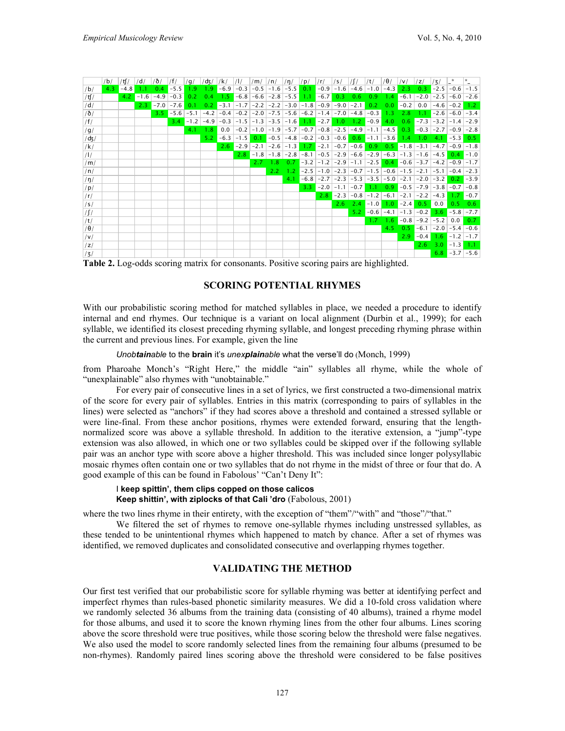| | /b/ | /tʃ/ | /d/ | /ð/ | /f/ | /g/ | /dʒ/ | /k/ | /l/ | /m/ | /n/ | /ŋ/ | /p/ | /r/ | /s/ | /ʃ/ | /t/ | /θ/ | /v/ | /z/ | /ʒ/ | _* | *_ |
|---|---|---|---|---|---|---|---|---|---|---|---|---|---|---|---|---|---|---|---|---|---|---|---|
| /b/ | 4.3 | −4.8 | 1.1 | 0.4 | −5.5 | 1.9 | 1.9 | −6.9 | −0.3 | −0.5 | −1.6 | −5.5 | 0.1 | −0.9 | −1.6 | −4.6 | −1.0 | −4.3 | 2.3 | 0.3 | −2.5 | −0.6 | −1.5 |
| /tʃ/ | | 4.2 | −1.6 | −4.9 | −0.3 | 0.2 | 0.4 | 1.5 | −6.8 | −6.6 | −2.8 | −5.5 | 1.1 | −6.7 | 0.3 | 0.6 | 0.9 | 1.4 | −6.1 | −2.0 | −2.5 | −6.0 | −2.6 |
| /d/ | | | 2.3 | −7.0 | −7.6 | 0.1 | 0.2 | −3.1 | −1.7 | −2.2 | −2.2 | −3.0 | −1.8 | −0.9 | −9.0 | −2.1 | 0.2 | 0.0 | −0.2 | 0.0 | −4.6 | −0.2 | 1.2 |
| /ð/ | | | | 3.5 | −5.6 | −5.1 | −4.2 | −0.4 | −0.2 | −2.0 | −7.5 | −5.6 | −6.2 | −1.4 | −7.0 | −4.8 | −0.3 | 1.3 | 2.8 | 1.1 | −2.6 | −6.0 | −3.4 |
| /f/ | | | | | 3.4 | −1.2 | −4.9 | −0.3 | −1.5 | −1.3 | −3.5 | −1.6 | 1.1 | −2.7 | 1.0 | 1.2 | −0.9 | 4.0 | 0.6 | −7.3 | −3.2 | −1.4 | −2.9 |
| /g/ | | | | | | 4.1 | 1.8 | 0.0 | −0.2 | −1.0 | −1.9 | −5.7 | −0.7 | −0.8 | −2.5 | −4.9 | −1.1 | −4.5 | 0.3 | −0.3 | −2.7 | −0.9 | −2.8 |
| /dʒ/ | | | | | | | 5.2 | −6.3 | −1.5 | 0.1 | −0.5 | −4.8 | −0.2 | −0.3 | −0.6 | 0.6 | −1.1 | −3.6 | 1.4 | 1.0 | 4.1 | −5.3 | 0.5 |
| /k/ | | | | | | | | 2.6 | −2.9 | −2.1 | −2.6 | −1.3 | 1.7 | −2.1 | −0.7 | −0.6 | 0.9 | 0.5 | −1.8 | −3.1 | −4.7 | −0.9 | −1.8 |
| /l/ | | | | | | | | | 2.8 | −1.8 | −1.8 | −2.8 | −8.1 | −0.5 | −2.9 | −6.6 | −2.9 | −6.3 | −1.3 | −1.6 | −4.5 | 0.4 | −1.0 |
| /m/ | | | | | | | | | | 2.7 | 1.8 | 0.7 | −3.2 | −1.2 | −2.9 | −1.1 | −2.5 | 0.4 | −0.6 | −3.7 | −4.2 | −0.9 | −1.7 |
| /n/ | | | | | | | | | | | 2.2 | 1.2 | −2.5 | −1.0 | −2.3 | −0.7 | −1.5 | −0.6 | −1.5 | −2.1 | −5.1 | −0.4 | −2.3 |
| /ŋ/ | | | | | | | | | | | | 4.1 | −6.8 | −2.7 | −2.3 | −5.3 | −3.5 | −5.0 | −2.1 | −2.0 | −3.2 | 0.2 | −3.9 |
| /p/ | | | | | | | | | | | | | 3.3 | −2.0 | −1.1 | −0.7 | 1.1 | 0.9 | −0.5 | −7.9 | −3.8 | −0.7 | −0.8 |
| /r/ | | | | | | | | | | | | | | 2.8 | −2.3 | −0.8 | −1.2 | −6.1 | −2.1 | −2.2 | −4.3 | 1.7 | −0.7 |
| /s/ | | | | | | | | | | | | | | | 2.6 | 2.4 | −1.0 | 1.0 | −2.4 | 0.5 | 0.0 | 0.5 | 0.6 |
| /ʃ/ | | | | | | | | | | | | | | | | 5.2 | −0.6 | −4.1 | −1.3 | −0.2 | 3.6 | −5.8 | −7.7 |
| /t/ | | | | | | | | | | | | | | | | | 1.7 | 1.6 | −0.8 | −9.2 | −5.2 | 0.0 | 0.7 |
| /θ/ | | | | | | | | | | | | | | | | | | 4.5 | 0.5 | −6.1 | −2.0 | −5.4 | −0.6 |
| /v/ | | | | | | | | | | | | | | | | | | | 2.9 | −0.4 | 1.6 | −1.2 | −1.7 |
| /z/ | | | | | | | | | | | | | | | | | | | | 2.6 | 3.0 | −1.3 | 1.1 |
| /ʒ/ | | | | | | | | | | | | | | | | | | | | | 6.8 | −3.7 | −5.6 |

**Table 2.** Log-odds scoring matrix for consonants. Positive scoring pairs are highlighted.

## SCORING POTENTIAL RHYMES

With our probabilistic scoring method for matched syllables in place, we needed a procedure to identify internal and end rhymes. Our technique is a variant on local alignment (Durbin et al., 1999); for each syllable, we identified its closest preceding rhyming syllable, and longest preceding rhyming phrase within the current and previous lines. For example, given the line

> *Unob**tain**able* to the **brain** it's *unex**plain**able* what the verse'll do (Monch, 1999)

from Pharoahe Monch's "Right Here," the middle "ain" syllables all rhyme, while the whole of "unexplainable" also rhymes with "unobtainable."

For every pair of consecutive lines in a set of lyrics, we first constructed a two-dimensional matrix of the score for every pair of syllables. Entries in this matrix (corresponding to pairs of syllables in the lines) were selected as "anchors" if they had scores above a threshold and contained a stressed syllable or were line-final. From these anchor positions, rhymes were extended forward, ensuring that the length-normalized score was above a syllable threshold. In addition to the iterative extension, a "jump"-type extension was also allowed, in which one or two syllables could be skipped over if the following syllable pair was an anchor type with score above a higher threshold. This was included since longer polysyllabic mosaic rhymes often contain one or two syllables that do not rhyme in the midst of three or four that do. A good example of this can be found in Fabolous' "Can't Deny It":

> I **keep spittin', them clips copped on those calicos**
> **Keep shittin', with ziplocks of that Cali 'dro** (Fabolous, 2001)

where the two lines rhyme in their entirety, with the exception of "them"/"with" and "those"/"that."

We filtered the set of rhymes to remove one-syllable rhymes including unstressed syllables, as these tended to be unintentional rhymes which happened to match by chance. After a set of rhymes was identified, we removed duplicates and consolidated consecutive and overlapping rhymes together.

## VALIDATING THE METHOD

Our first test verified that our probabilistic score for syllable rhyming was better at identifying perfect and imperfect rhymes than rules-based phonetic similarity measures. We did a 10-fold cross validation where we randomly selected 36 albums from the training data (consisting of 40 albums), trained a rhyme model for those albums, and used it to score the known rhyming lines from the other four albums. Lines scoring above the score threshold were true positives, while those scoring below the threshold were false negatives. We also used the model to score randomly selected lines from the remaining four albums (presumed to be non-rhymes). Randomly paired lines scoring above the threshold were considered to be false positives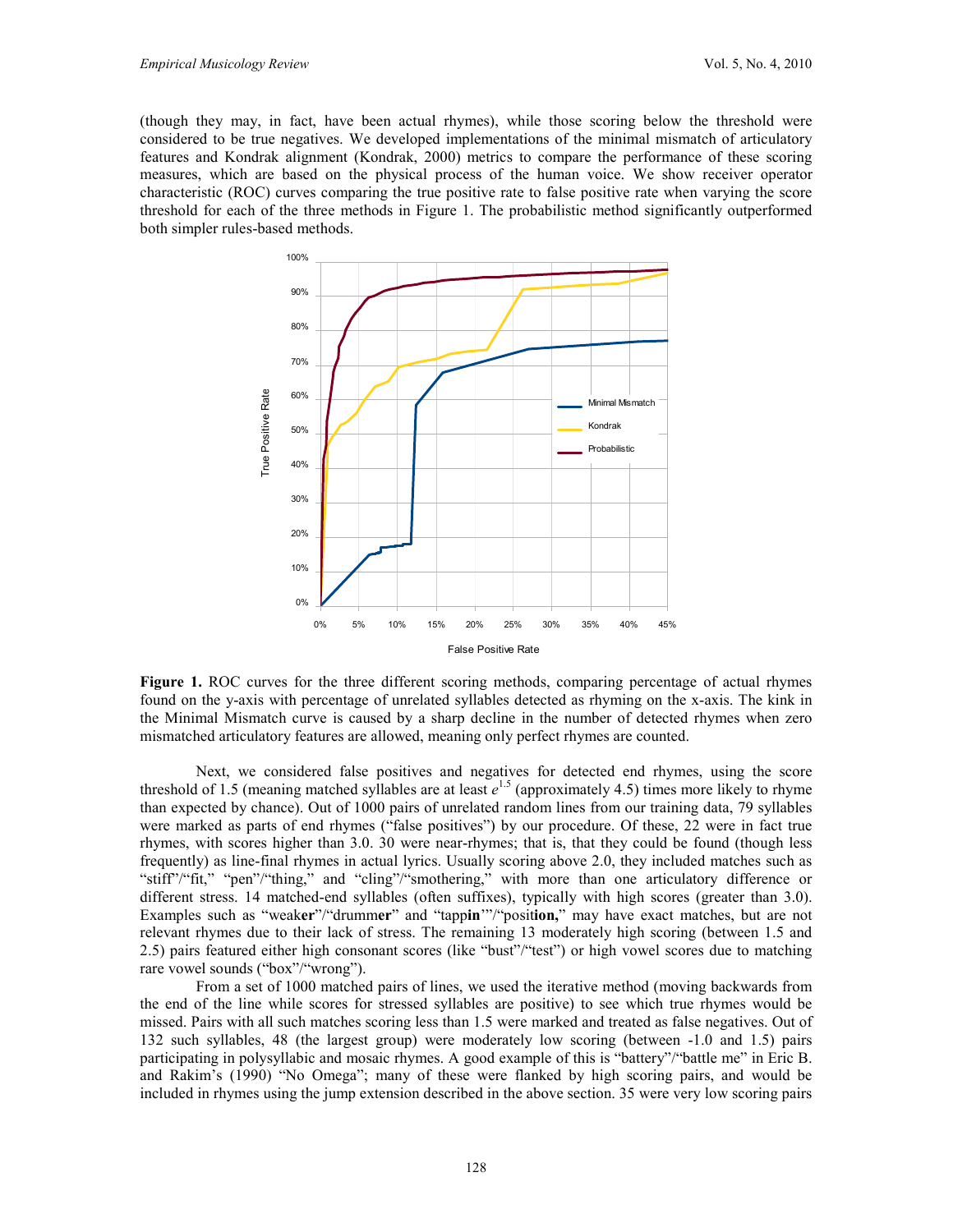(though they may, in fact, have been actual rhymes), while those scoring below the threshold were considered to be true negatives. We developed implementations of the minimal mismatch of articulatory features and Kondrak alignment (Kondrak, 2000) metrics to compare the performance of these scoring measures, which are based on the physical process of the human voice. We show receiver operator characteristic (ROC) curves comparing the true positive rate to false positive rate when varying the score threshold for each of the three methods in Figure 1. The probabilistic method significantly outperformed both simpler rules-based methods.

**Figure 1.** ROC curves for the three different scoring methods, comparing percentage of actual rhymes found on the y-axis with percentage of unrelated syllables detected as rhyming on the x-axis. The kink in the Minimal Mismatch curve is caused by a sharp decline in the number of detected rhymes when zero mismatched articulatory features are allowed, meaning only perfect rhymes are counted.

Next, we considered false positives and negatives for detected end rhymes, using the score threshold of 1.5 (meaning matched syllables are at least $e^{1.5}$ (approximately 4.5) times more likely to rhyme than expected by chance). Out of 1000 pairs of unrelated random lines from our training data, 79 syllables were marked as parts of end rhymes ("false positives") by our procedure. Of these, 22 were in fact true rhymes, with scores higher than 3.0. 30 were near-rhymes; that is, that they could be found (though less frequently) as line-final rhymes in actual lyrics. Usually scoring above 2.0, they included matches such as "stiff"/"fit," "pen"/"thing," and "cling"/"smothering," with more than one articulatory difference or different stress. 14 matched-end syllables (often suffixes), typically with high scores (greater than 3.0). Examples such as "weak**er**"/"drumm**er**" and "tapp**in**'"/"posit**ion,**" may have exact matches, but are not relevant rhymes due to their lack of stress. The remaining 13 moderately high scoring (between 1.5 and 2.5) pairs featured either high consonant scores (like "bust"/"test") or high vowel scores due to matching rare vowel sounds ("box"/"wrong").

From a set of 1000 matched pairs of lines, we used the iterative method (moving backwards from the end of the line while scores for stressed syllables are positive) to see which true rhymes would be missed. Pairs with all such matches scoring less than 1.5 were marked and treated as false negatives. Out of 132 such syllables, 48 (the largest group) were moderately low scoring (between -1.0 and 1.5) pairs participating in polysyllabic and mosaic rhymes. A good example of this is "battery"/"battle me" in Eric B. and Rakim's (1990) "No Omega"; many of these were flanked by high scoring pairs, and would be included in rhymes using the jump extension described in the above section. 35 were very low scoring pairs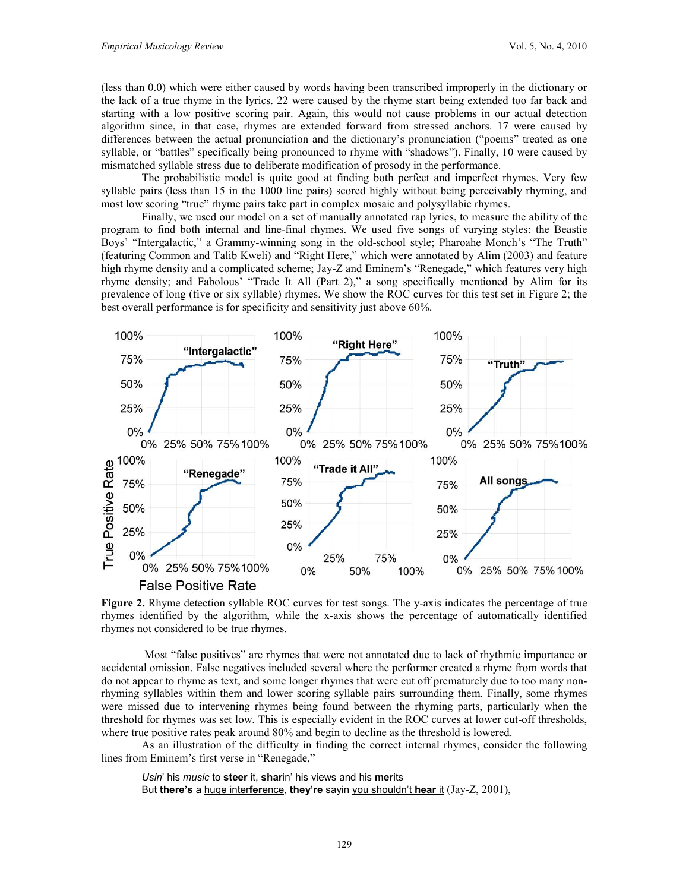(less than 0.0) which were either caused by words having been transcribed improperly in the dictionary or the lack of a true rhyme in the lyrics. 22 were caused by the rhyme start being extended too far back and starting with a low positive scoring pair. Again, this would not cause problems in our actual detection algorithm since, in that case, rhymes are extended forward from stressed anchors. 17 were caused by differences between the actual pronunciation and the dictionary's pronunciation ("poems" treated as one syllable, or "battles" specifically being pronounced to rhyme with "shadows"). Finally, 10 were caused by mismatched syllable stress due to deliberate modification of prosody in the performance.

The probabilistic model is quite good at finding both perfect and imperfect rhymes. Very few syllable pairs (less than 15 in the 1000 line pairs) scored highly without being perceivably rhyming, and most low scoring "true" rhyme pairs take part in complex mosaic and polysyllabic rhymes.

Finally, we used our model on a set of manually annotated rap lyrics, to measure the ability of the program to find both internal and line-final rhymes. We used five songs of varying styles: the Beastie Boys' "Intergalactic," a Grammy-winning song in the old-school style; Pharoahe Monch's "The Truth" (featuring Common and Talib Kweli) and "Right Here," which were annotated by Alim (2003) and feature high rhyme density and a complicated scheme; Jay-Z and Eminem's "Renegade," which features very high rhyme density; and Fabolous' "Trade It All (Part 2)," a song specifically mentioned by Alim for its prevalence of long (five or six syllable) rhymes. We show the ROC curves for this test set in Figure 2; the best overall performance is for specificity and sensitivity just above 60%.

**Figure 2.** Rhyme detection syllable ROC curves for test songs. The y-axis indicates the percentage of true rhymes identified by the algorithm, while the x-axis shows the percentage of automatically identified rhymes not considered to be true rhymes.

Most "false positives" are rhymes that were not annotated due to lack of rhythmic importance or accidental omission. False negatives included several where the performer created a rhyme from words that do not appear to rhyme as text, and some longer rhymes that were cut off prematurely due to too many non-rhyming syllables within them and lower scoring syllable pairs surrounding them. Finally, some rhymes were missed due to intervening rhymes being found between the rhyming parts, particularly when the threshold for rhymes was set low. This is especially evident in the ROC curves at lower cut-off thresholds, where true positive rates peak around 80% and begin to decline as the threshold is lowered.

As an illustration of the difficulty in finding the correct internal rhymes, consider the following lines from Eminem's first verse in "Renegade,"

> *Usin*' his *music* to **steer** it, **shar**in' his views and his **mer**its
> But **there's** a huge inter**fer**ence, **they're** sayin you shouldn't **hear** it (Jay-Z, 2001),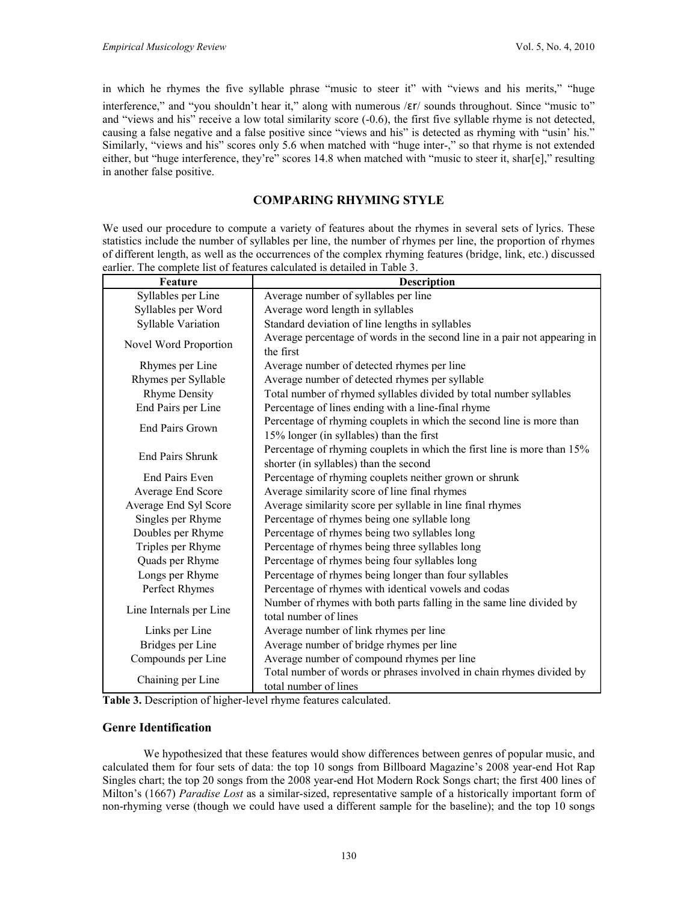in which he rhymes the five syllable phrase "music to steer it" with "views and his merits," "huge interference," and "you shouldn't hear it," along with numerous /ɛr/ sounds throughout. Since "music to" and "views and his" receive a low total similarity score (-0.6), the first five syllable rhyme is not detected, causing a false negative and a false positive since "views and his" is detected as rhyming with "usin' his." Similarly, "views and his" scores only 5.6 when matched with "huge inter-," so that rhyme is not extended either, but "huge interference, they're" scores 14.8 when matched with "music to steer it, shar[e]," resulting in another false positive.

## COMPARING RHYMING STYLE

We used our procedure to compute a variety of features about the rhymes in several sets of lyrics. These statistics include the number of syllables per line, the number of rhymes per line, the proportion of rhymes of different length, as well as the occurrences of the complex rhyming features (bridge, link, etc.) discussed earlier. The complete list of features calculated is detailed in Table 3.

| Feature | Description |
| --- | --- |
| Syllables per Line | Average number of syllables per line |
| Syllables per Word | Average word length in syllables |
| Syllable Variation | Standard deviation of line lengths in syllables |
| Novel Word Proportion | Average percentage of words in the second line in a pair not appearing in the first |
| Rhymes per Line | Average number of detected rhymes per line |
| Rhymes per Syllable | Average number of detected rhymes per syllable |
| Rhyme Density | Total number of rhymed syllables divided by total number syllables |
| End Pairs per Line | Percentage of lines ending with a line-final rhyme |
| End Pairs Grown | Percentage of rhyming couplets in which the second line is more than 15% longer (in syllables) than the first |
| End Pairs Shrunk | Percentage of rhyming couplets in which the first line is more than 15% shorter (in syllables) than the second |
| End Pairs Even | Percentage of rhyming couplets neither grown or shrunk |
| Average End Score | Average similarity score of line final rhymes |
| Average End Syl Score | Average similarity score per syllable in line final rhymes |
| Singles per Rhyme | Percentage of rhymes being one syllable long |
| Doubles per Rhyme | Percentage of rhymes being two syllables long |
| Triples per Rhyme | Percentage of rhymes being three syllables long |
| Quads per Rhyme | Percentage of rhymes being four syllables long |
| Longs per Rhyme | Percentage of rhymes being longer than four syllables |
| Perfect Rhymes | Percentage of rhymes with identical vowels and codas |
| Line Internals per Line | Number of rhymes with both parts falling in the same line divided by total number of lines |
| Links per Line | Average number of link rhymes per line |
| Bridges per Line | Average number of bridge rhymes per line |
| Compounds per Line | Average number of compound rhymes per line |
| Chaining per Line | Total number of words or phrases involved in chain rhymes divided by total number of lines |

**Table 3.** Description of higher-level rhyme features calculated.

### Genre Identification

We hypothesized that these features would show differences between genres of popular music, and calculated them for four sets of data: the top 10 songs from Billboard Magazine's 2008 year-end Hot Rap Singles chart; the top 20 songs from the 2008 year-end Hot Modern Rock Songs chart; the first 400 lines of Milton's (1667) *Paradise Lost* as a similar-sized, representative sample of a historically important form of non-rhyming verse (though we could have used a different sample for the baseline); and the top 10 songs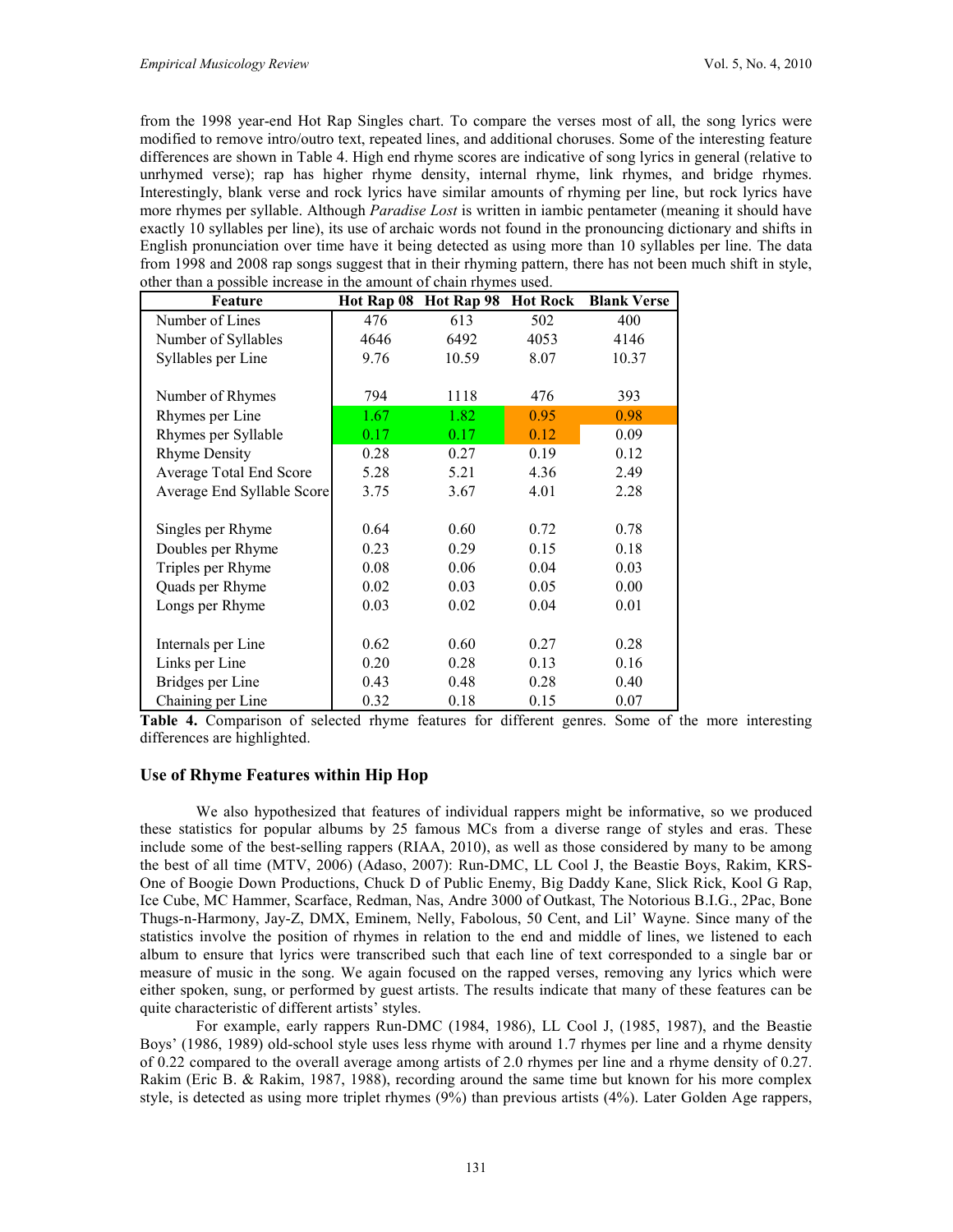from the 1998 year-end Hot Rap Singles chart. To compare the verses most of all, the song lyrics were modified to remove intro/outro text, repeated lines, and additional choruses. Some of the interesting feature differences are shown in Table 4. High end rhyme scores are indicative of song lyrics in general (relative to unrhymed verse); rap has higher rhyme density, internal rhyme, link rhymes, and bridge rhymes. Interestingly, blank verse and rock lyrics have similar amounts of rhyming per line, but rock lyrics have more rhymes per syllable. Although *Paradise Lost* is written in iambic pentameter (meaning it should have exactly 10 syllables per line), its use of archaic words not found in the pronouncing dictionary and shifts in English pronunciation over time have it being detected as using more than 10 syllables per line. The data from 1998 and 2008 rap songs suggest that in their rhyming pattern, there has not been much shift in style, other than a possible increase in the amount of chain rhymes used.

| Feature | Hot Rap 08 | Hot Rap 98 | Hot Rock | Blank Verse |
|---|---|---|---|---|
| Number of Lines | 476 | 613 | 502 | 400 |
| Number of Syllables | 4646 | 6492 | 4053 | 4146 |
| Syllables per Line | 9.76 | 10.59 | 8.07 | 10.37 |
| Number of Rhymes | 794 | 1118 | 476 | 393 |
| Rhymes per Line | 1.67 | 1.82 | 0.95 | 0.98 |
| Rhymes per Syllable | 0.17 | 0.17 | 0.12 | 0.09 |
| Rhyme Density | 0.28 | 0.27 | 0.19 | 0.12 |
| Average Total End Score | 5.28 | 5.21 | 4.36 | 2.49 |
| Average End Syllable Score | 3.75 | 3.67 | 4.01 | 2.28 |
| Singles per Rhyme | 0.64 | 0.60 | 0.72 | 0.78 |
| Doubles per Rhyme | 0.23 | 0.29 | 0.15 | 0.18 |
| Triples per Rhyme | 0.08 | 0.06 | 0.04 | 0.03 |
| Quads per Rhyme | 0.02 | 0.03 | 0.05 | 0.00 |
| Longs per Rhyme | 0.03 | 0.02 | 0.04 | 0.01 |
| Internals per Line | 0.62 | 0.60 | 0.27 | 0.28 |
| Links per Line | 0.20 | 0.28 | 0.13 | 0.16 |
| Bridges per Line | 0.43 | 0.48 | 0.28 | 0.40 |
| Chaining per Line | 0.32 | 0.18 | 0.15 | 0.07 |

**Table 4.** Comparison of selected rhyme features for different genres. Some of the more interesting differences are highlighted.

## Use of Rhyme Features within Hip Hop

We also hypothesized that features of individual rappers might be informative, so we produced these statistics for popular albums by 25 famous MCs from a diverse range of styles and eras. These include some of the best-selling rappers (RIAA, 2010), as well as those considered by many to be among the best of all time (MTV, 2006) (Adaso, 2007): Run-DMC, LL Cool J, the Beastie Boys, Rakim, KRS-One of Boogie Down Productions, Chuck D of Public Enemy, Big Daddy Kane, Slick Rick, Kool G Rap, Ice Cube, MC Hammer, Scarface, Redman, Nas, Andre 3000 of Outkast, The Notorious B.I.G., 2Pac, Bone Thugs-n-Harmony, Jay-Z, DMX, Eminem, Nelly, Fabolous, 50 Cent, and Lil' Wayne. Since many of the statistics involve the position of rhymes in relation to the end and middle of lines, we listened to each album to ensure that lyrics were transcribed such that each line of text corresponded to a single bar or measure of music in the song. We again focused on the rapped verses, removing any lyrics which were either spoken, sung, or performed by guest artists. The results indicate that many of these features can be quite characteristic of different artists' styles.

For example, early rappers Run-DMC (1984, 1986), LL Cool J, (1985, 1987), and the Beastie Boys' (1986, 1989) old-school style uses less rhyme with around 1.7 rhymes per line and a rhyme density of 0.22 compared to the overall average among artists of 2.0 rhymes per line and a rhyme density of 0.27. Rakim (Eric B. & Rakim, 1987, 1988), recording around the same time but known for his more complex style, is detected as using more triplet rhymes (9%) than previous artists (4%). Later Golden Age rappers,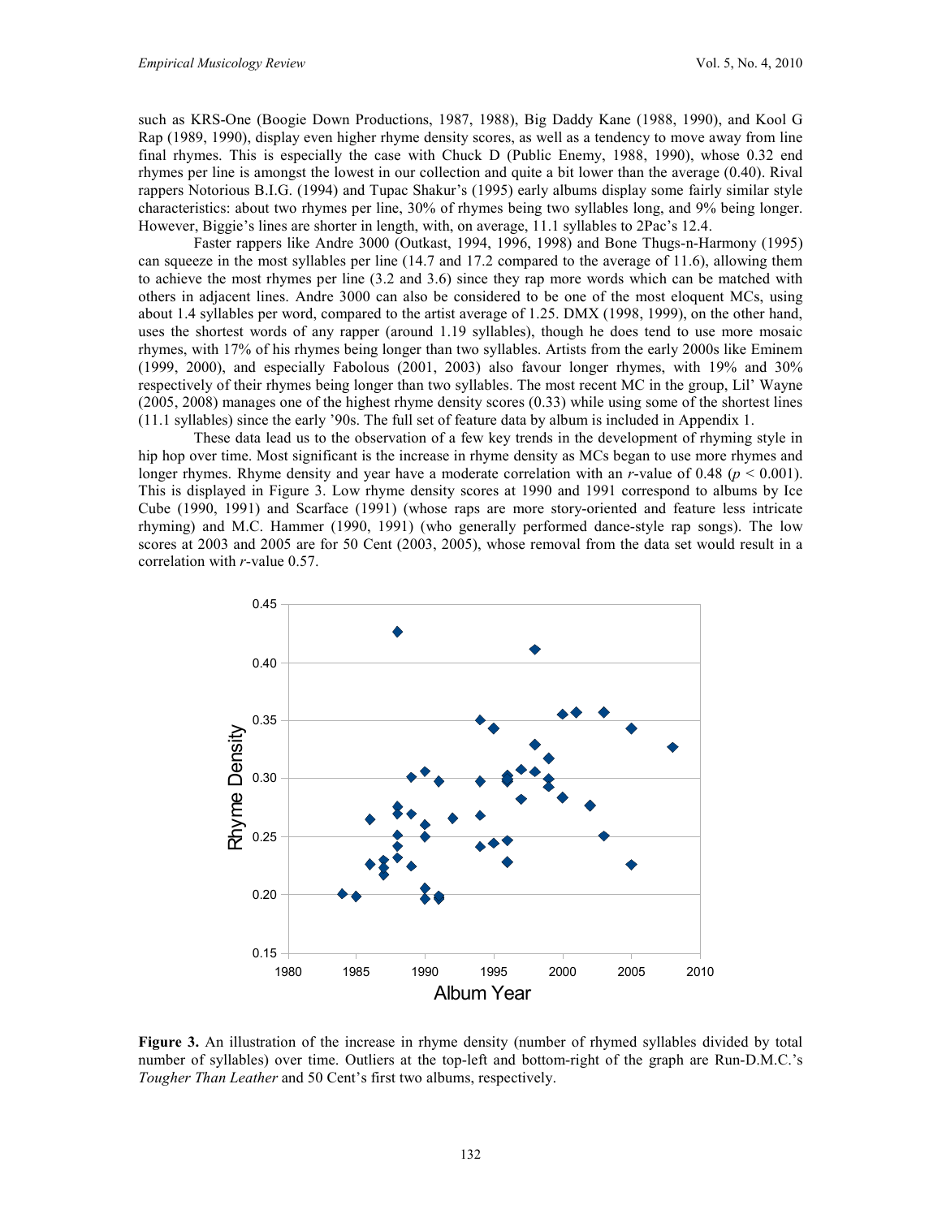such as KRS-One (Boogie Down Productions, 1987, 1988), Big Daddy Kane (1988, 1990), and Kool G Rap (1989, 1990), display even higher rhyme density scores, as well as a tendency to move away from line final rhymes. This is especially the case with Chuck D (Public Enemy, 1988, 1990), whose 0.32 end rhymes per line is amongst the lowest in our collection and quite a bit lower than the average (0.40). Rival rappers Notorious B.I.G. (1994) and Tupac Shakur's (1995) early albums display some fairly similar style characteristics: about two rhymes per line, 30% of rhymes being two syllables long, and 9% being longer. However, Biggie's lines are shorter in length, with, on average, 11.1 syllables to 2Pac's 12.4.

Faster rappers like Andre 3000 (Outkast, 1994, 1996, 1998) and Bone Thugs-n-Harmony (1995) can squeeze in the most syllables per line (14.7 and 17.2 compared to the average of 11.6), allowing them to achieve the most rhymes per line (3.2 and 3.6) since they rap more words which can be matched with others in adjacent lines. Andre 3000 can also be considered to be one of the most eloquent MCs, using about 1.4 syllables per word, compared to the artist average of 1.25. DMX (1998, 1999), on the other hand, uses the shortest words of any rapper (around 1.19 syllables), though he does tend to use more mosaic rhymes, with 17% of his rhymes being longer than two syllables. Artists from the early 2000s like Eminem (1999, 2000), and especially Fabolous (2001, 2003) also favour longer rhymes, with 19% and 30% respectively of their rhymes being longer than two syllables. The most recent MC in the group, Lil' Wayne (2005, 2008) manages one of the highest rhyme density scores (0.33) while using some of the shortest lines (11.1 syllables) since the early '90s. The full set of feature data by album is included in Appendix 1.

These data lead us to the observation of a few key trends in the development of rhyming style in hip hop over time. Most significant is the increase in rhyme density as MCs began to use more rhymes and longer rhymes. Rhyme density and year have a moderate correlation with an $r$-value of 0.48 ($p < 0.001$). This is displayed in Figure 3. Low rhyme density scores at 1990 and 1991 correspond to albums by Ice Cube (1990, 1991) and Scarface (1991) (whose raps are more story-oriented and feature less intricate rhyming) and M.C. Hammer (1990, 1991) (who generally performed dance-style rap songs). The low scores at 2003 and 2005 are for 50 Cent (2003, 2005), whose removal from the data set would result in a correlation with $r$-value 0.57.

**Figure 3.** An illustration of the increase in rhyme density (number of rhymed syllables divided by total number of syllables) over time. Outliers at the top-left and bottom-right of the graph are Run-D.M.C.'s *Tougher Than Leather* and 50 Cent's first two albums, respectively.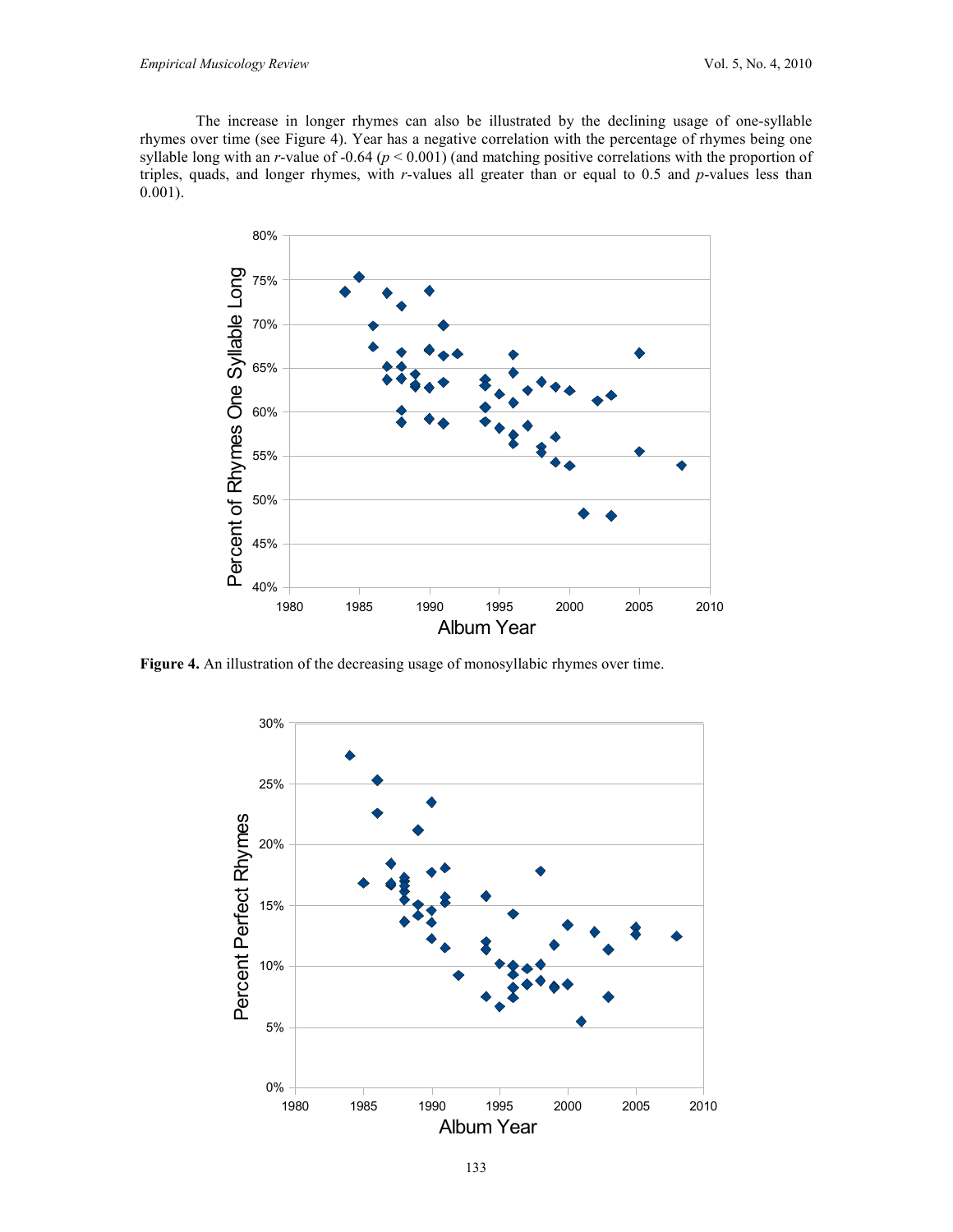The increase in longer rhymes can also be illustrated by the declining usage of one-syllable rhymes over time (see Figure 4). Year has a negative correlation with the percentage of rhymes being one syllable long with an $r$-value of -0.64 ($p < 0.001$) (and matching positive correlations with the proportion of triples, quads, and longer rhymes, with $r$-values all greater than or equal to 0.5 and $p$-values less than 0.001).

**Figure 4.** An illustration of the decreasing usage of monosyllabic rhymes over time.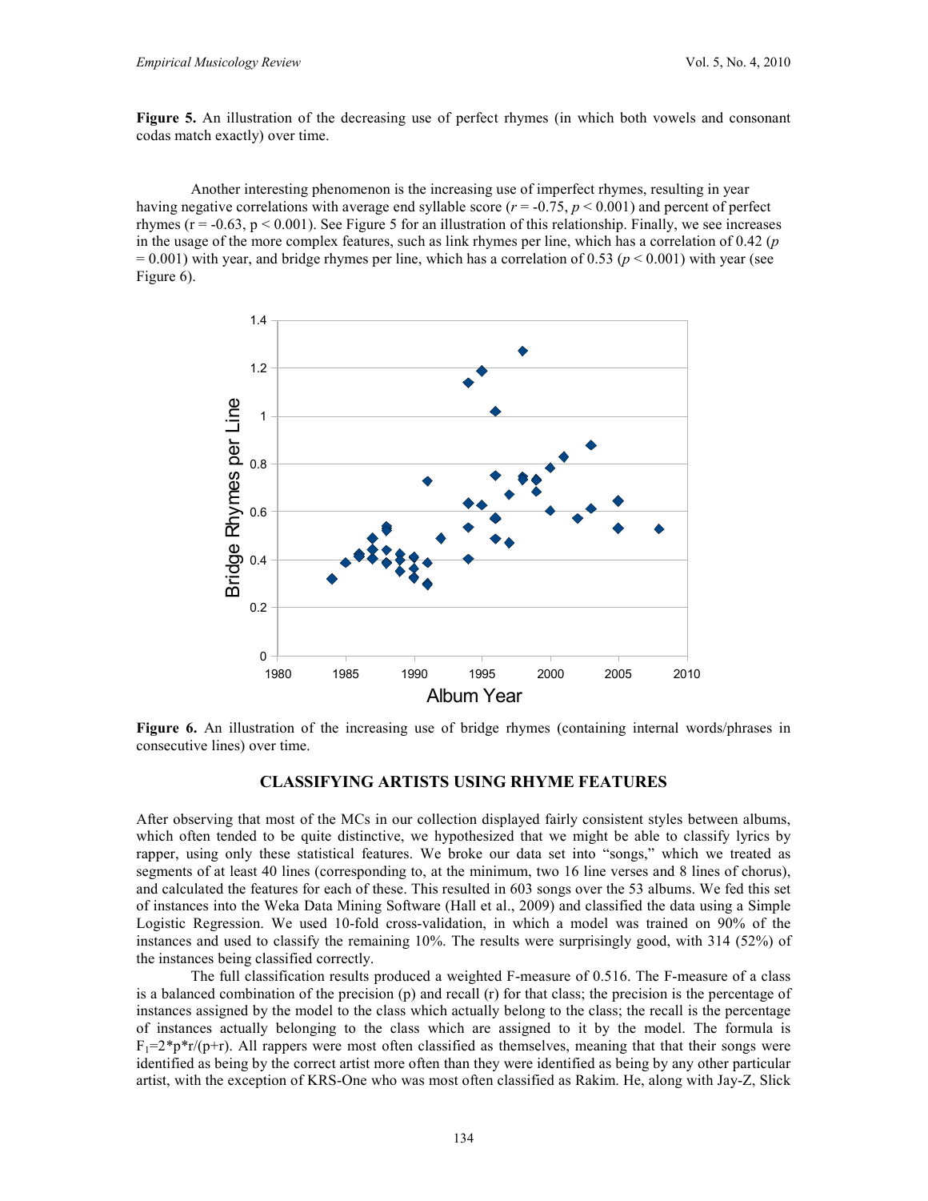**Figure 5.** An illustration of the decreasing use of perfect rhymes (in which both vowels and consonant codas match exactly) over time.

Another interesting phenomenon is the increasing use of imperfect rhymes, resulting in year having negative correlations with average end syllable score ($r = -0.75$, $p < 0.001$) and percent of perfect rhymes ($r = -0.63$, $p < 0.001$). See Figure 5 for an illustration of this relationship. Finally, we see increases in the usage of the more complex features, such as link rhymes per line, which has a correlation of 0.42 ($p = 0.001$) with year, and bridge rhymes per line, which has a correlation of 0.53 ($p < 0.001$) with year (see Figure 6).

**Figure 6.** An illustration of the increasing use of bridge rhymes (containing internal words/phrases in consecutive lines) over time.

## CLASSIFYING ARTISTS USING RHYME FEATURES

After observing that most of the MCs in our collection displayed fairly consistent styles between albums, which often tended to be quite distinctive, we hypothesized that we might be able to classify lyrics by rapper, using only these statistical features. We broke our data set into "songs," which we treated as segments of at least 40 lines (corresponding to, at the minimum, two 16 line verses and 8 lines of chorus), and calculated the features for each of these. This resulted in 603 songs over the 53 albums. We fed this set of instances into the Weka Data Mining Software (Hall et al., 2009) and classified the data using a Simple Logistic Regression. We used 10-fold cross-validation, in which a model was trained on 90% of the instances and used to classify the remaining 10%. The results were surprisingly good, with 314 (52%) of the instances being classified correctly.

The full classification results produced a weighted F-measure of 0.516. The F-measure of a class is a balanced combination of the precision (p) and recall (r) for that class; the precision is the percentage of instances assigned by the model to the class which actually belong to the class; the recall is the percentage of instances actually belonging to the class which are assigned to it by the model. The formula is $F_1=2*p*r/(p+r)$. All rappers were most often classified as themselves, meaning that that their songs were identified as being by the correct artist more often than they were identified as being by any other particular artist, with the exception of KRS-One who was most often classified as Rakim. He, along with Jay-Z, Slick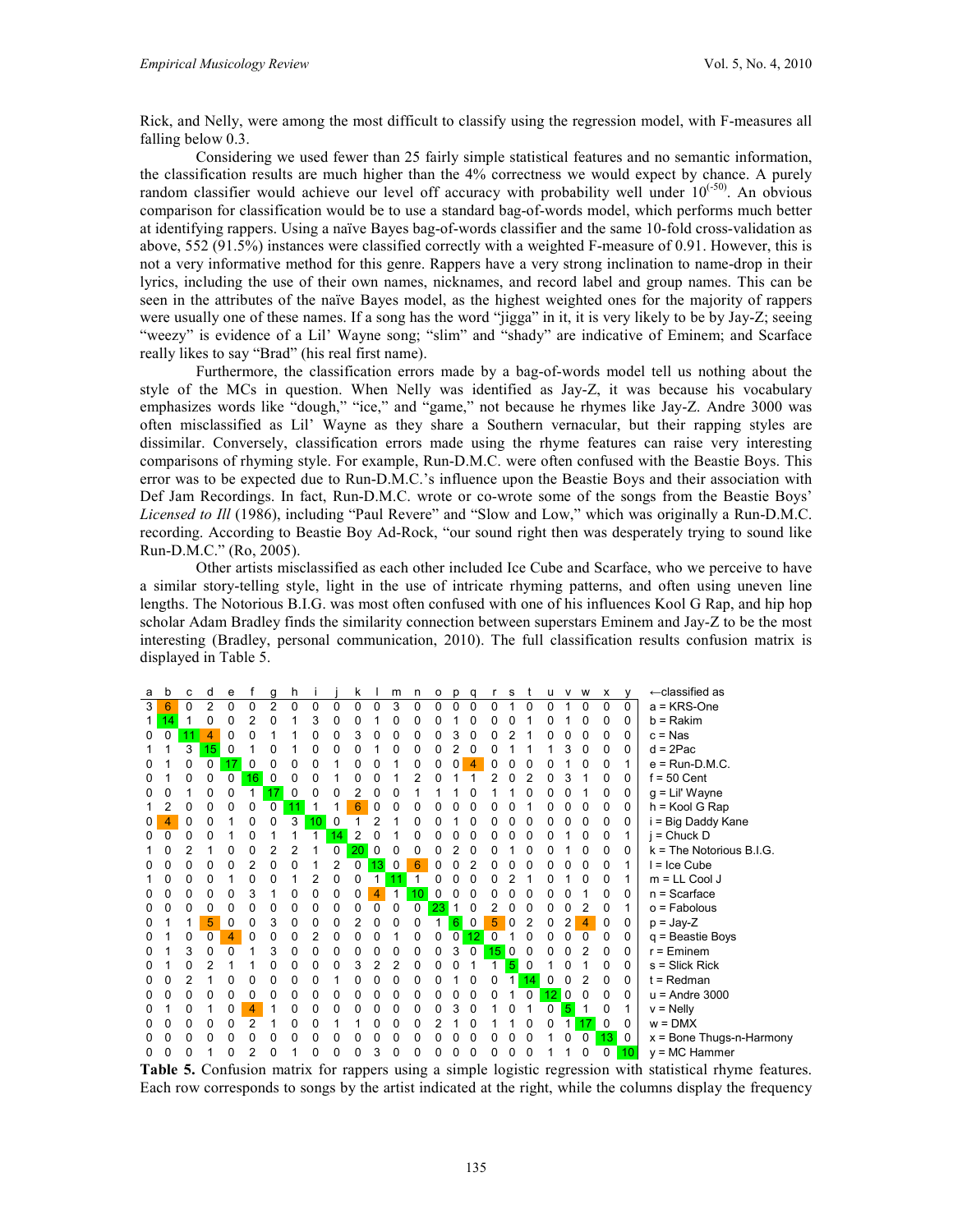Rick, and Nelly, were among the most difficult to classify using the regression model, with F-measures all falling below 0.3.

Considering we used fewer than 25 fairly simple statistical features and no semantic information, the classification results are much higher than the 4% correctness we would expect by chance. A purely random classifier would achieve our level off accuracy with probability well under $10^{(-50)}$. An obvious comparison for classification would be to use a standard bag-of-words model, which performs much better at identifying rappers. Using a naïve Bayes bag-of-words classifier and the same 10-fold cross-validation as above, 552 (91.5%) instances were classified correctly with a weighted F-measure of 0.91. However, this is not a very informative method for this genre. Rappers have a very strong inclination to name-drop in their lyrics, including the use of their own names, nicknames, and record label and group names. This can be seen in the attributes of the naïve Bayes model, as the highest weighted ones for the majority of rappers were usually one of these names. If a song has the word "jigga" in it, it is very likely to be by Jay-Z; seeing "weezy" is evidence of a Lil' Wayne song; "slim" and "shady" are indicative of Eminem; and Scarface really likes to say "Brad" (his real first name).

Furthermore, the classification errors made by a bag-of-words model tell us nothing about the style of the MCs in question. When Nelly was identified as Jay-Z, it was because his vocabulary emphasizes words like "dough," "ice," and "game," not because he rhymes like Jay-Z. Andre 3000 was often misclassified as Lil' Wayne as they share a Southern vernacular, but their rapping styles are dissimilar. Conversely, classification errors made using the rhyme features can raise very interesting comparisons of rhyming style. For example, Run-D.M.C. were often confused with the Beastie Boys. This error was to be expected due to Run-D.M.C.'s influence upon the Beastie Boys and their association with Def Jam Recordings. In fact, Run-D.M.C. wrote or co-wrote some of the songs from the Beastie Boys' *Licensed to Ill* (1986), including "Paul Revere" and "Slow and Low," which was originally a Run-D.M.C. recording. According to Beastie Boy Ad-Rock, "our sound right then was desperately trying to sound like Run-D.M.C." (Ro, 2005).

Other artists misclassified as each other included Ice Cube and Scarface, who we perceive to have a similar story-telling style, light in the use of intricate rhyming patterns, and often using uneven line lengths. The Notorious B.I.G. was most often confused with one of his influences Kool G Rap, and hip hop scholar Adam Bradley finds the similarity connection between superstars Eminem and Jay-Z to be the most interesting (Bradley, personal communication, 2010). The full classification results confusion matrix is displayed in Table 5.

| a | b | c | d | e | f | g | h | i | j | k | l | m | n | o | p | q | r | s | t | u | v | w | x | y | ←classified as |
|---|---|---|---|---|---|---|---|---|---|---|---|---|---|---|---|---|---|---|---|---|---|---|---|---|---|
| 3 | 6 | 0 | 2 | 0 | 0 | 2 | 0 | 0 | 0 | 0 | 0 | 3 | 0 | 0 | 0 | 0 | 0 | 1 | 0 | 0 | 1 | 0 | 0 | 0 | a = KRS-One |
| 1 | 14 | 1 | 0 | 0 | 2 | 0 | 1 | 3 | 0 | 0 | 1 | 0 | 0 | 0 | 1 | 0 | 0 | 0 | 1 | 0 | 1 | 0 | 0 | 0 | b = Rakim |
| 0 | 0 | 11 | 4 | 0 | 0 | 1 | 1 | 0 | 0 | 3 | 0 | 0 | 0 | 0 | 3 | 0 | 0 | 2 | 1 | 0 | 0 | 0 | 0 | 0 | c = Nas |
| 1 | 1 | 3 | 15 | 0 | 1 | 0 | 1 | 0 | 0 | 0 | 1 | 0 | 0 | 0 | 2 | 0 | 0 | 1 | 1 | 1 | 3 | 0 | 0 | 0 | d = 2Pac |
| 0 | 1 | 0 | 0 | 17 | 0 | 0 | 0 | 0 | 1 | 0 | 0 | 1 | 0 | 0 | 0 | 4 | 0 | 0 | 0 | 0 | 1 | 0 | 0 | 1 | e = Run-D.M.C. |
| 0 | 1 | 0 | 0 | 0 | 16 | 0 | 0 | 0 | 1 | 0 | 0 | 1 | 2 | 0 | 1 | 1 | 2 | 0 | 2 | 0 | 3 | 1 | 0 | 0 | f = 50 Cent |
| 0 | 0 | 1 | 0 | 0 | 1 | 17 | 0 | 0 | 0 | 2 | 0 | 0 | 1 | 1 | 1 | 0 | 1 | 1 | 0 | 0 | 0 | 1 | 0 | 0 | g = Lil' Wayne |
| 1 | 2 | 0 | 0 | 0 | 0 | 0 | 11 | 1 | 1 | 6 | 0 | 0 | 0 | 0 | 0 | 0 | 0 | 0 | 1 | 0 | 0 | 0 | 0 | 0 | h = Kool G Rap |
| 0 | 4 | 0 | 0 | 1 | 0 | 0 | 3 | 10 | 0 | 1 | 2 | 1 | 0 | 0 | 1 | 0 | 0 | 0 | 0 | 0 | 0 | 0 | 0 | 0 | i = Big Daddy Kane |
| 0 | 0 | 0 | 0 | 1 | 0 | 1 | 1 | 1 | 14 | 2 | 0 | 1 | 0 | 0 | 0 | 0 | 0 | 0 | 0 | 0 | 1 | 0 | 0 | 1 | j = Chuck D |
| 1 | 0 | 2 | 1 | 0 | 0 | 2 | 2 | 1 | 0 | 20 | 0 | 0 | 0 | 0 | 2 | 0 | 0 | 1 | 0 | 0 | 1 | 0 | 0 | 0 | k = The Notorious B.I.G. |
| 0 | 0 | 0 | 0 | 0 | 2 | 0 | 0 | 1 | 2 | 0 | 13 | 0 | 6 | 0 | 0 | 2 | 0 | 0 | 0 | 0 | 0 | 0 | 0 | 1 | l = Ice Cube |
| 1 | 0 | 0 | 0 | 1 | 0 | 0 | 1 | 2 | 0 | 0 | 1 | 11 | 1 | 0 | 0 | 0 | 0 | 2 | 1 | 0 | 1 | 0 | 0 | 1 | m = LL Cool J |
| 0 | 0 | 0 | 0 | 0 | 3 | 1 | 0 | 0 | 0 | 0 | 4 | 1 | 10 | 0 | 0 | 0 | 0 | 0 | 0 | 0 | 0 | 1 | 0 | 0 | n = Scarface |
| 0 | 0 | 0 | 0 | 0 | 0 | 0 | 0 | 0 | 0 | 0 | 0 | 0 | 0 | 23 | 1 | 0 | 2 | 0 | 0 | 0 | 0 | 2 | 0 | 1 | o = Fabolous |
| 0 | 1 | 1 | 5 | 0 | 0 | 3 | 0 | 0 | 0 | 2 | 0 | 0 | 0 | 1 | 6 | 0 | 5 | 0 | 2 | 0 | 2 | 4 | 0 | 0 | p = Jay-Z |
| 0 | 1 | 0 | 0 | 4 | 0 | 0 | 0 | 2 | 0 | 0 | 0 | 1 | 0 | 0 | 0 | 12 | 0 | 1 | 0 | 0 | 0 | 0 | 0 | 0 | q = Beastie Boys |
| 0 | 1 | 3 | 0 | 0 | 1 | 3 | 0 | 0 | 0 | 0 | 0 | 0 | 0 | 0 | 3 | 0 | 15 | 0 | 0 | 0 | 0 | 2 | 0 | 0 | r = Eminem |
| 0 | 1 | 0 | 2 | 1 | 1 | 0 | 0 | 0 | 0 | 3 | 2 | 2 | 0 | 0 | 0 | 1 | 1 | 5 | 0 | 1 | 0 | 1 | 0 | 0 | s = Slick Rick |
| 0 | 0 | 2 | 1 | 0 | 0 | 0 | 0 | 0 | 1 | 0 | 0 | 0 | 0 | 0 | 1 | 0 | 0 | 1 | 14 | 0 | 0 | 2 | 0 | 0 | t = Redman |
| 0 | 0 | 0 | 0 | 0 | 0 | 0 | 0 | 0 | 0 | 0 | 0 | 0 | 0 | 0 | 0 | 0 | 0 | 1 | 0 | 12 | 0 | 0 | 0 | 0 | u = Andre 3000 |
| 0 | 1 | 0 | 1 | 0 | 4 | 1 | 0 | 0 | 0 | 0 | 0 | 0 | 0 | 0 | 3 | 0 | 1 | 0 | 1 | 0 | 5 | 1 | 0 | 1 | v = Nelly |
| 0 | 0 | 0 | 0 | 0 | 2 | 1 | 0 | 0 | 1 | 1 | 0 | 0 | 0 | 2 | 1 | 0 | 1 | 1 | 0 | 0 | 1 | 17 | 0 | 0 | w = DMX |
| 0 | 0 | 0 | 0 | 0 | 0 | 0 | 0 | 0 | 0 | 0 | 0 | 0 | 0 | 0 | 0 | 0 | 0 | 0 | 0 | 1 | 0 | 0 | 13 | 0 | x = Bone Thugs-n-Harmony |
| 0 | 0 | 0 | 1 | 0 | 2 | 0 | 1 | 0 | 0 | 0 | 3 | 0 | 0 | 0 | 0 | 0 | 0 | 0 | 0 | 1 | 1 | 0 | 0 | 10 | y = MC Hammer |

**Table 5.** Confusion matrix for rappers using a simple logistic regression with statistical rhyme features. Each row corresponds to songs by the artist indicated at the right, while the columns display the frequency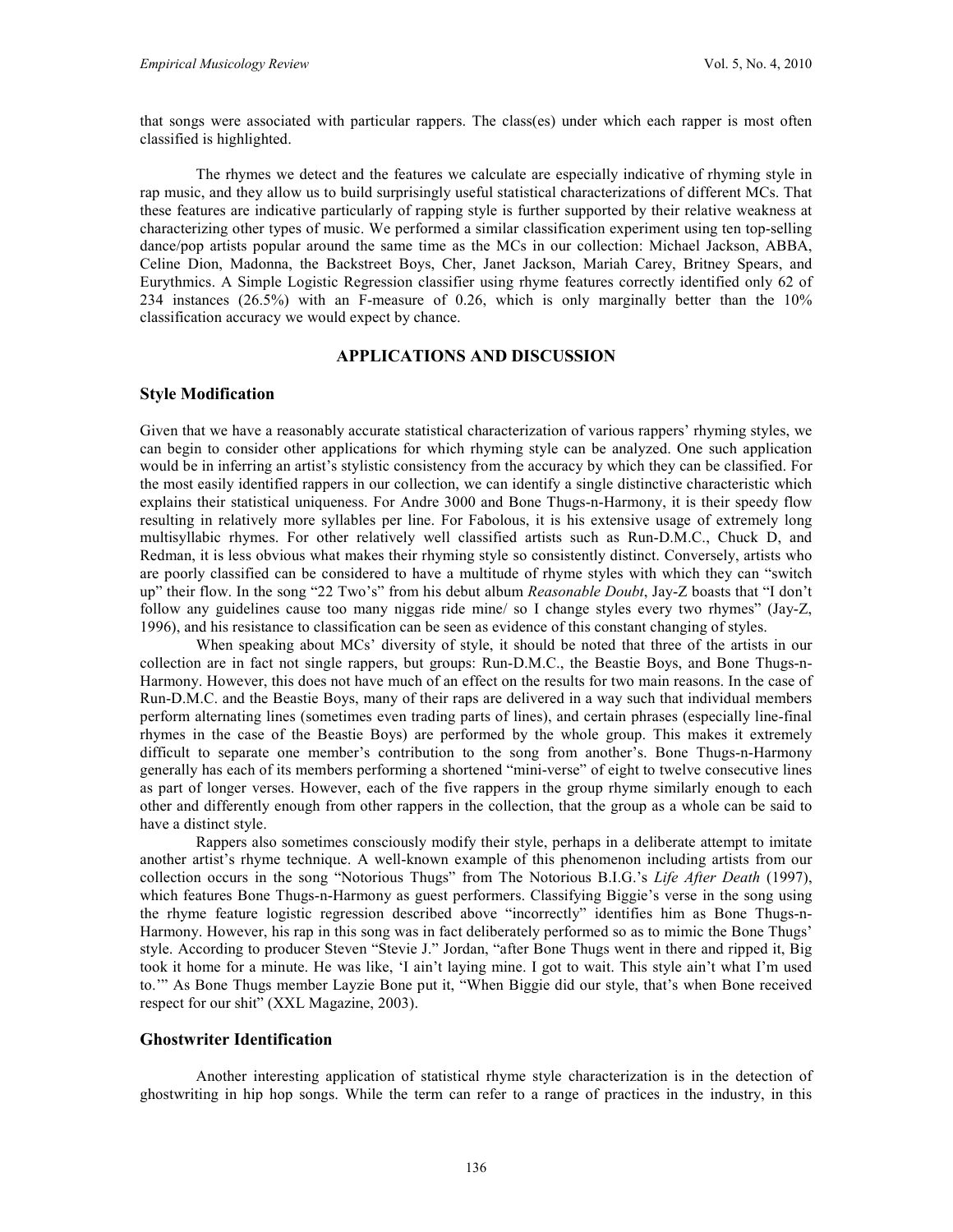that songs were associated with particular rappers. The class(es) under which each rapper is most often classified is highlighted.

The rhymes we detect and the features we calculate are especially indicative of rhyming style in rap music, and they allow us to build surprisingly useful statistical characterizations of different MCs. That these features are indicative particularly of rapping style is further supported by their relative weakness at characterizing other types of music. We performed a similar classification experiment using ten top-selling dance/pop artists popular around the same time as the MCs in our collection: Michael Jackson, ABBA, Celine Dion, Madonna, the Backstreet Boys, Cher, Janet Jackson, Mariah Carey, Britney Spears, and Eurythmics. A Simple Logistic Regression classifier using rhyme features correctly identified only 62 of 234 instances (26.5%) with an F-measure of 0.26, which is only marginally better than the 10% classification accuracy we would expect by chance.

## APPLICATIONS AND DISCUSSION

### Style Modification

Given that we have a reasonably accurate statistical characterization of various rappers' rhyming styles, we can begin to consider other applications for which rhyming style can be analyzed. One such application would be in inferring an artist's stylistic consistency from the accuracy by which they can be classified. For the most easily identified rappers in our collection, we can identify a single distinctive characteristic which explains their statistical uniqueness. For Andre 3000 and Bone Thugs-n-Harmony, it is their speedy flow resulting in relatively more syllables per line. For Fabolous, it is his extensive usage of extremely long multisyllabic rhymes. For other relatively well classified artists such as Run-D.M.C., Chuck D, and Redman, it is less obvious what makes their rhyming style so consistently distinct. Conversely, artists who are poorly classified can be considered to have a multitude of rhyme styles with which they can "switch up" their flow. In the song "22 Two's" from his debut album *Reasonable Doubt*, Jay-Z boasts that "I don't follow any guidelines cause too many niggas ride mine/ so I change styles every two rhymes" (Jay-Z, 1996), and his resistance to classification can be seen as evidence of this constant changing of styles.

When speaking about MCs' diversity of style, it should be noted that three of the artists in our collection are in fact not single rappers, but groups: Run-D.M.C., the Beastie Boys, and Bone Thugs-n-Harmony. However, this does not have much of an effect on the results for two main reasons. In the case of Run-D.M.C. and the Beastie Boys, many of their raps are delivered in a way such that individual members perform alternating lines (sometimes even trading parts of lines), and certain phrases (especially line-final rhymes in the case of the Beastie Boys) are performed by the whole group. This makes it extremely difficult to separate one member's contribution to the song from another's. Bone Thugs-n-Harmony generally has each of its members performing a shortened "mini-verse" of eight to twelve consecutive lines as part of longer verses. However, each of the five rappers in the group rhyme similarly enough to each other and differently enough from other rappers in the collection, that the group as a whole can be said to have a distinct style.

Rappers also sometimes consciously modify their style, perhaps in a deliberate attempt to imitate another artist's rhyme technique. A well-known example of this phenomenon including artists from our collection occurs in the song "Notorious Thugs" from The Notorious B.I.G.'s *Life After Death* (1997), which features Bone Thugs-n-Harmony as guest performers. Classifying Biggie's verse in the song using the rhyme feature logistic regression described above "incorrectly" identifies him as Bone Thugs-n-Harmony. However, his rap in this song was in fact deliberately performed so as to mimic the Bone Thugs' style. According to producer Steven "Stevie J." Jordan, "after Bone Thugs went in there and ripped it, Big took it home for a minute. He was like, 'I ain't laying mine. I got to wait. This style ain't what I'm used to.'" As Bone Thugs member Layzie Bone put it, "When Biggie did our style, that's when Bone received respect for our shit" (XXL Magazine, 2003).

### Ghostwriter Identification

Another interesting application of statistical rhyme style characterization is in the detection of ghostwriting in hip hop songs. While the term can refer to a range of practices in the industry, in this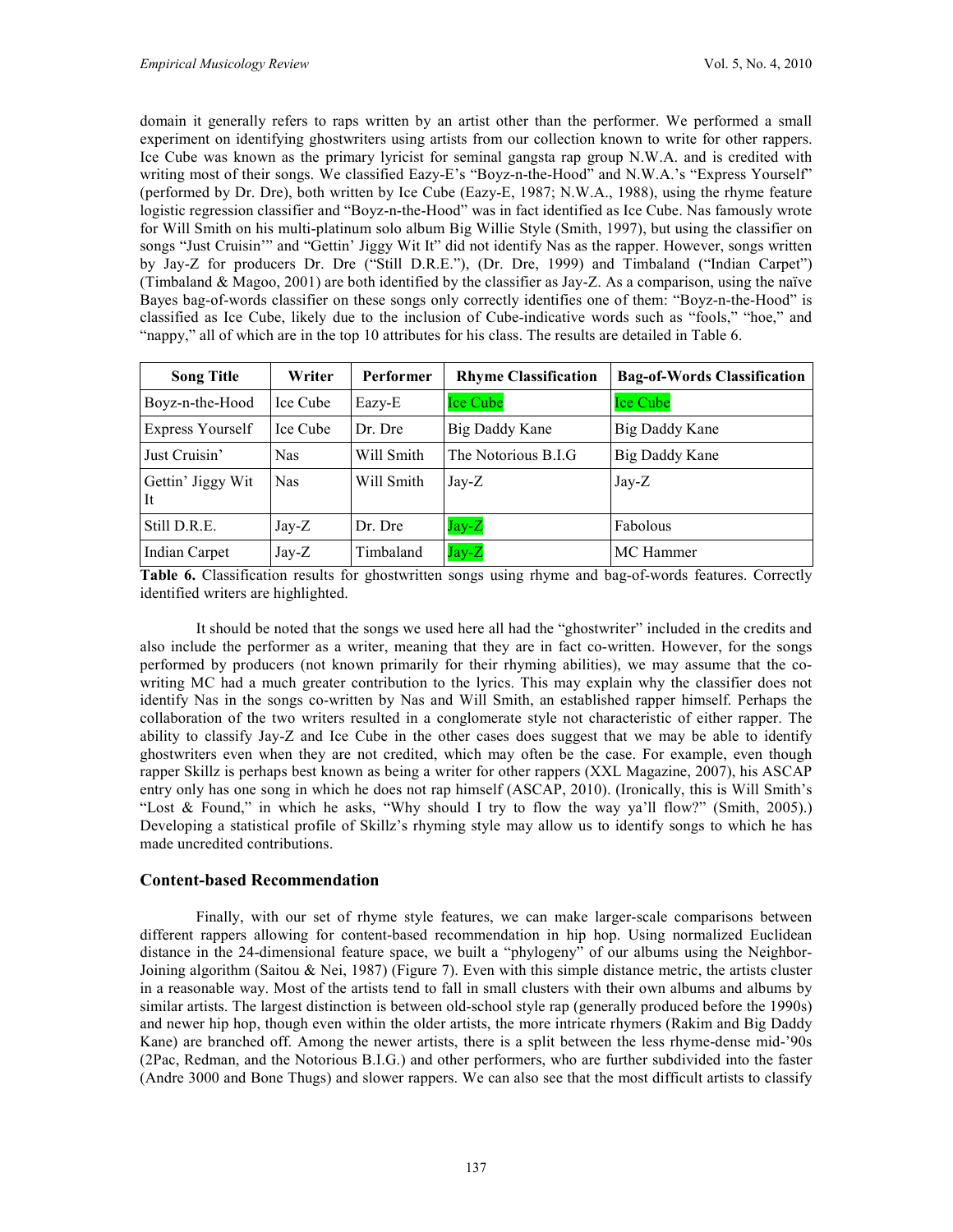domain it generally refers to raps written by an artist other than the performer. We performed a small experiment on identifying ghostwriters using artists from our collection known to write for other rappers. Ice Cube was known as the primary lyricist for seminal gangsta rap group N.W.A. and is credited with writing most of their songs. We classified Eazy-E's "Boyz-n-the-Hood" and N.W.A.'s "Express Yourself" (performed by Dr. Dre), both written by Ice Cube (Eazy-E, 1987; N.W.A., 1988), using the rhyme feature logistic regression classifier and "Boyz-n-the-Hood" was in fact identified as Ice Cube. Nas famously wrote for Will Smith on his multi-platinum solo album Big Willie Style (Smith, 1997), but using the classifier on songs "Just Cruisin'" and "Gettin' Jiggy Wit It" did not identify Nas as the rapper. However, songs written by Jay-Z for producers Dr. Dre ("Still D.R.E."), (Dr. Dre, 1999) and Timbaland ("Indian Carpet") (Timbaland & Magoo, 2001) are both identified by the classifier as Jay-Z. As a comparison, using the naïve Bayes bag-of-words classifier on these songs only correctly identifies one of them: "Boyz-n-the-Hood" is classified as Ice Cube, likely due to the inclusion of Cube-indicative words such as "fools," "hoe," and "nappy," all of which are in the top 10 attributes for his class. The results are detailed in Table 6.

| Song Title | Writer | Performer | Rhyme Classification | Bag-of-Words Classification |
|---|---|---|---|---|
| Boyz-n-the-Hood | Ice Cube | Eazy-E | Ice Cube | Ice Cube |
| Express Yourself | Ice Cube | Dr. Dre | Big Daddy Kane | Big Daddy Kane |
| Just Cruisin' | Nas | Will Smith | The Notorious B.I.G | Big Daddy Kane |
| Gettin' Jiggy Wit It | Nas | Will Smith | Jay-Z | Jay-Z |
| Still D.R.E. | Jay-Z | Dr. Dre | Jay-Z | Fabolous |
| Indian Carpet | Jay-Z | Timbaland | Jay-Z | MC Hammer |

**Table 6.** Classification results for ghostwritten songs using rhyme and bag-of-words features. Correctly identified writers are highlighted.

It should be noted that the songs we used here all had the "ghostwriter" included in the credits and also include the performer as a writer, meaning that they are in fact co-written. However, for the songs performed by producers (not known primarily for their rhyming abilities), we may assume that the co-writing MC had a much greater contribution to the lyrics. This may explain why the classifier does not identify Nas in the songs co-written by Nas and Will Smith, an established rapper himself. Perhaps the collaboration of the two writers resulted in a conglomerate style not characteristic of either rapper. The ability to classify Jay-Z and Ice Cube in the other cases does suggest that we may be able to identify ghostwriters even when they are not credited, which may often be the case. For example, even though rapper Skillz is perhaps best known as being a writer for other rappers (XXL Magazine, 2007), his ASCAP entry only has one song in which he does not rap himself (ASCAP, 2010). (Ironically, this is Will Smith's "Lost & Found," in which he asks, "Why should I try to flow the way ya'll flow?" (Smith, 2005).) Developing a statistical profile of Skillz's rhyming style may allow us to identify songs to which he has made uncredited contributions.

### Content-based Recommendation

Finally, with our set of rhyme style features, we can make larger-scale comparisons between different rappers allowing for content-based recommendation in hip hop. Using normalized Euclidean distance in the 24-dimensional feature space, we built a "phylogeny" of our albums using the Neighbor-Joining algorithm (Saitou & Nei, 1987) (Figure 7). Even with this simple distance metric, the artists cluster in a reasonable way. Most of the artists tend to fall in small clusters with their own albums and albums by similar artists. The largest distinction is between old-school style rap (generally produced before the 1990s) and newer hip hop, though even within the older artists, the more intricate rhymers (Rakim and Big Daddy Kane) are branched off. Among the newer artists, there is a split between the less rhyme-dense mid-'90s (2Pac, Redman, and the Notorious B.I.G.) and other performers, who are further subdivided into the faster (Andre 3000 and Bone Thugs) and slower rappers. We can also see that the most difficult artists to classify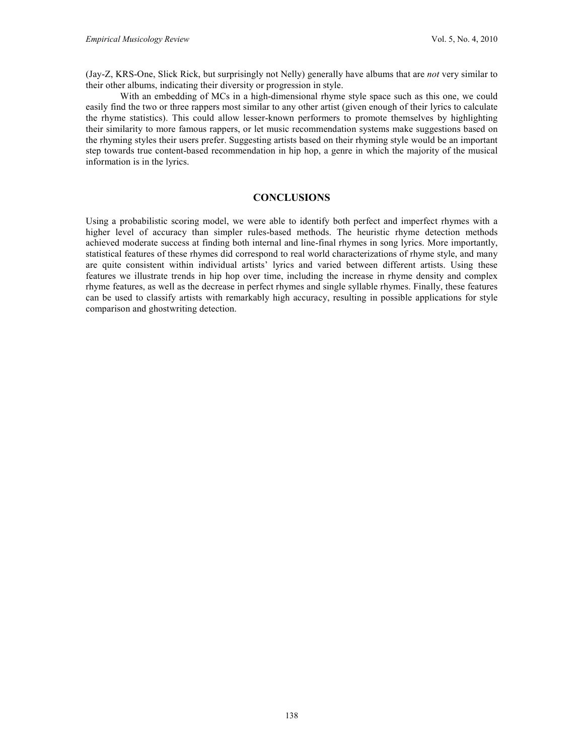(Jay-Z, KRS-One, Slick Rick, but surprisingly not Nelly) generally have albums that are *not* very similar to their other albums, indicating their diversity or progression in style.

With an embedding of MCs in a high-dimensional rhyme style space such as this one, we could easily find the two or three rappers most similar to any other artist (given enough of their lyrics to calculate the rhyme statistics). This could allow lesser-known performers to promote themselves by highlighting their similarity to more famous rappers, or let music recommendation systems make suggestions based on the rhyming styles their users prefer. Suggesting artists based on their rhyming style would be an important step towards true content-based recommendation in hip hop, a genre in which the majority of the musical information is in the lyrics.

## CONCLUSIONS

Using a probabilistic scoring model, we were able to identify both perfect and imperfect rhymes with a higher level of accuracy than simpler rules-based methods. The heuristic rhyme detection methods achieved moderate success at finding both internal and line-final rhymes in song lyrics. More importantly, statistical features of these rhymes did correspond to real world characterizations of rhyme style, and many are quite consistent within individual artists' lyrics and varied between different artists. Using these features we illustrate trends in hip hop over time, including the increase in rhyme density and complex rhyme features, as well as the decrease in perfect rhymes and single syllable rhymes. Finally, these features can be used to classify artists with remarkably high accuracy, resulting in possible applications for style comparison and ghostwriting detection.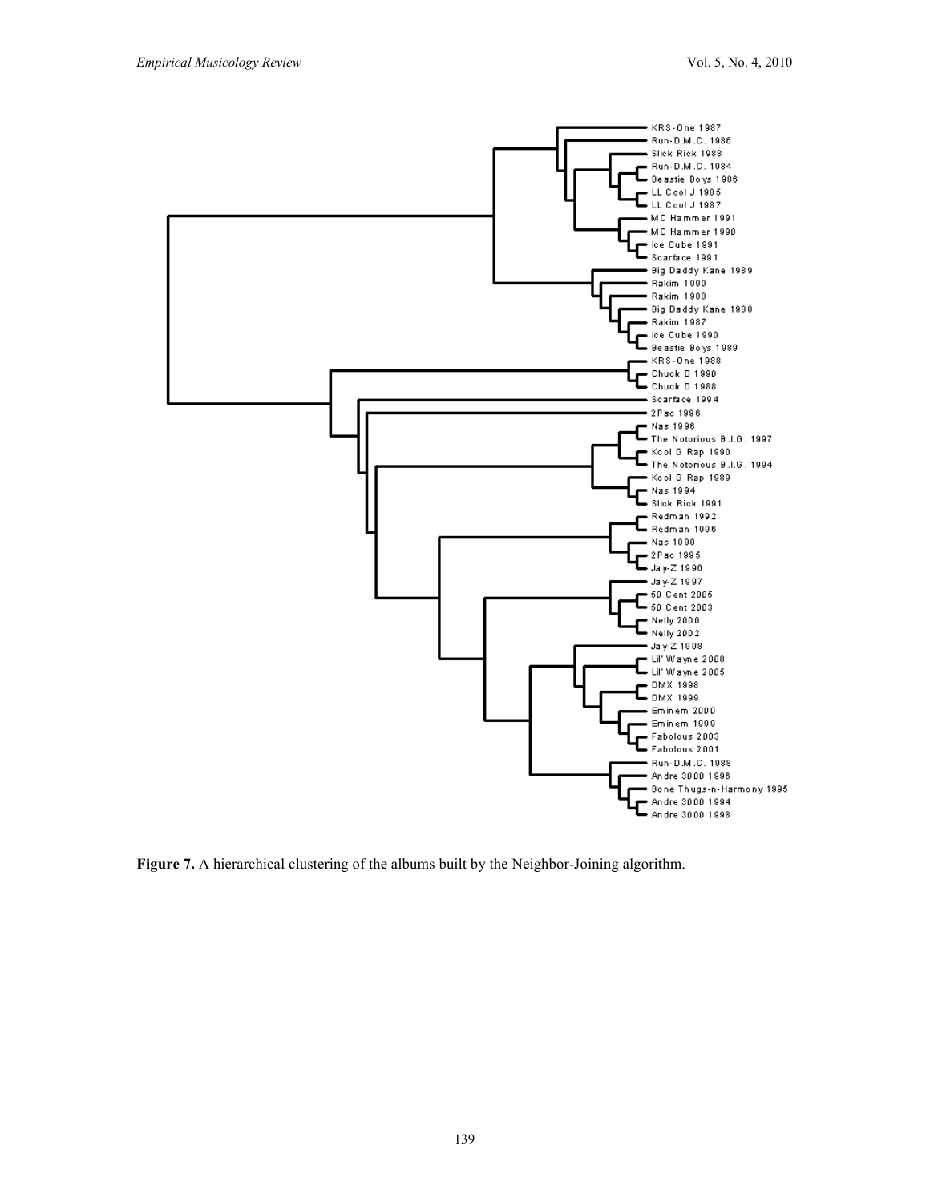**Figure 7.** A hierarchical clustering of the albums built by the Neighbor-Joining algorithm.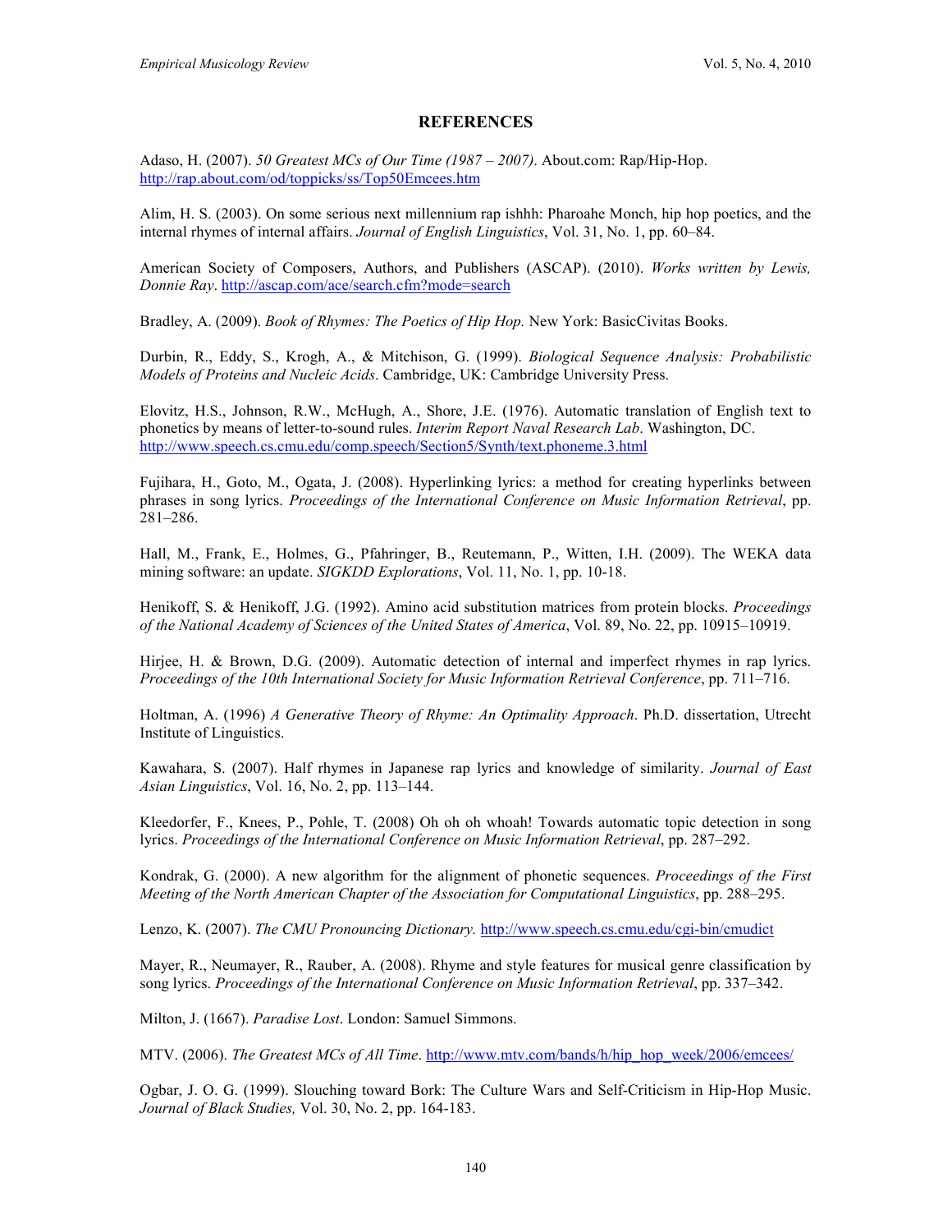## REFERENCES

Adaso, H. (2007). *50 Greatest MCs of Our Time (1987 – 2007)*. About.com: Rap/Hip-Hop. http://rap.about.com/od/toppicks/ss/Top50Emcees.htm

Alim, H. S. (2003). On some serious next millennium rap ishhh: Pharoahe Monch, hip hop poetics, and the internal rhymes of internal affairs. *Journal of English Linguistics*, Vol. 31, No. 1, pp. 60–84.

American Society of Composers, Authors, and Publishers (ASCAP). (2010). *Works written by Lewis, Donnie Ray*. http://ascap.com/ace/search.cfm?mode=search

Bradley, A. (2009). *Book of Rhymes: The Poetics of Hip Hop.* New York: BasicCivitas Books.

Durbin, R., Eddy, S., Krogh, A., & Mitchison, G. (1999). *Biological Sequence Analysis: Probabilistic Models of Proteins and Nucleic Acids*. Cambridge, UK: Cambridge University Press.

Elovitz, H.S., Johnson, R.W., McHugh, A., Shore, J.E. (1976). Automatic translation of English text to phonetics by means of letter-to-sound rules. *Interim Report Naval Research Lab*. Washington, DC. http://www.speech.cs.cmu.edu/comp.speech/Section5/Synth/text.phoneme.3.html

Fujihara, H., Goto, M., Ogata, J. (2008). Hyperlinking lyrics: a method for creating hyperlinks between phrases in song lyrics. *Proceedings of the International Conference on Music Information Retrieval*, pp. 281–286.

Hall, M., Frank, E., Holmes, G., Pfahringer, B., Reutemann, P., Witten, I.H. (2009). The WEKA data mining software: an update. *SIGKDD Explorations*, Vol. 11, No. 1, pp. 10-18.

Henikoff, S. & Henikoff, J.G. (1992). Amino acid substitution matrices from protein blocks. *Proceedings of the National Academy of Sciences of the United States of America*, Vol. 89, No. 22, pp. 10915–10919.

Hirjee, H. & Brown, D.G. (2009). Automatic detection of internal and imperfect rhymes in rap lyrics. *Proceedings of the 10th International Society for Music Information Retrieval Conference*, pp. 711–716.

Holtman, A. (1996) *A Generative Theory of Rhyme: An Optimality Approach*. Ph.D. dissertation, Utrecht Institute of Linguistics.

Kawahara, S. (2007). Half rhymes in Japanese rap lyrics and knowledge of similarity. *Journal of East Asian Linguistics*, Vol. 16, No. 2, pp. 113–144.

Kleedorfer, F., Knees, P., Pohle, T. (2008) Oh oh oh whoah! Towards automatic topic detection in song lyrics. *Proceedings of the International Conference on Music Information Retrieval*, pp. 287–292.

Kondrak, G. (2000). A new algorithm for the alignment of phonetic sequences. *Proceedings of the First Meeting of the North American Chapter of the Association for Computational Linguistics*, pp. 288–295.

Lenzo, K. (2007). *The CMU Pronouncing Dictionary.* http://www.speech.cs.cmu.edu/cgi-bin/cmudict

Mayer, R., Neumayer, R., Rauber, A. (2008). Rhyme and style features for musical genre classification by song lyrics. *Proceedings of the International Conference on Music Information Retrieval*, pp. 337–342.

Milton, J. (1667). *Paradise Lost*. London: Samuel Simmons.

MTV. (2006). *The Greatest MCs of All Time*. http://www.mtv.com/bands/h/hip_hop_week/2006/emcees/

Ogbar, J. O. G. (1999). Slouching toward Bork: The Culture Wars and Self-Criticism in Hip-Hop Music. *Journal of Black Studies,* Vol. 30, No. 2, pp. 164-183.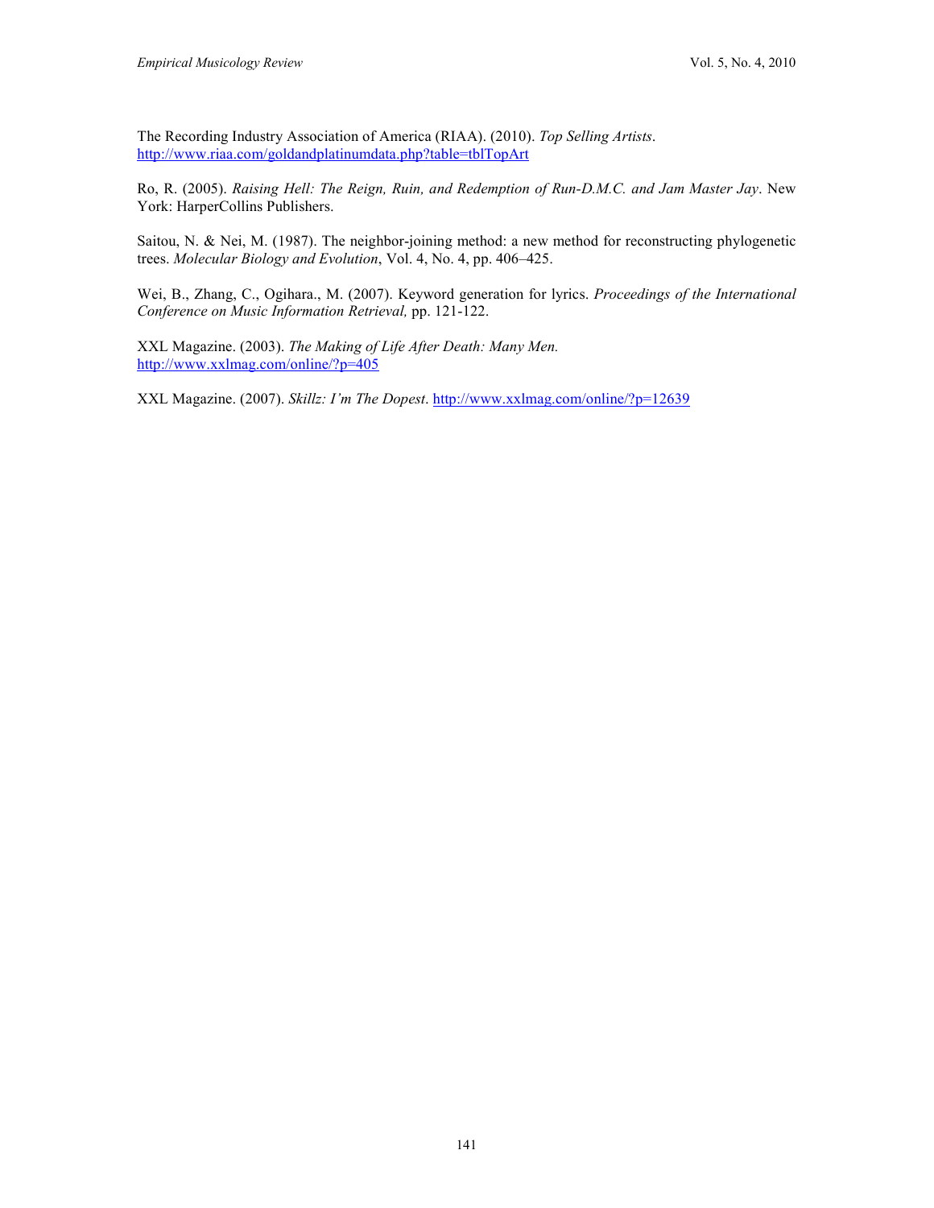The Recording Industry Association of America (RIAA). (2010). *Top Selling Artists*. http://www.riaa.com/goldandplatinumdata.php?table=tblTopArt

Ro, R. (2005). *Raising Hell: The Reign, Ruin, and Redemption of Run-D.M.C. and Jam Master Jay*. New York: HarperCollins Publishers.

Saitou, N. & Nei, M. (1987). The neighbor-joining method: a new method for reconstructing phylogenetic trees. *Molecular Biology and Evolution*, Vol. 4, No. 4, pp. 406–425.

Wei, B., Zhang, C., Ogihara., M. (2007). Keyword generation for lyrics. *Proceedings of the International Conference on Music Information Retrieval,* pp. 121-122.

XXL Magazine. (2003). *The Making of Life After Death: Many Men.* http://www.xxlmag.com/online/?p=405

XXL Magazine. (2007). *Skillz: I'm The Dopest*. http://www.xxlmag.com/online/?p=12639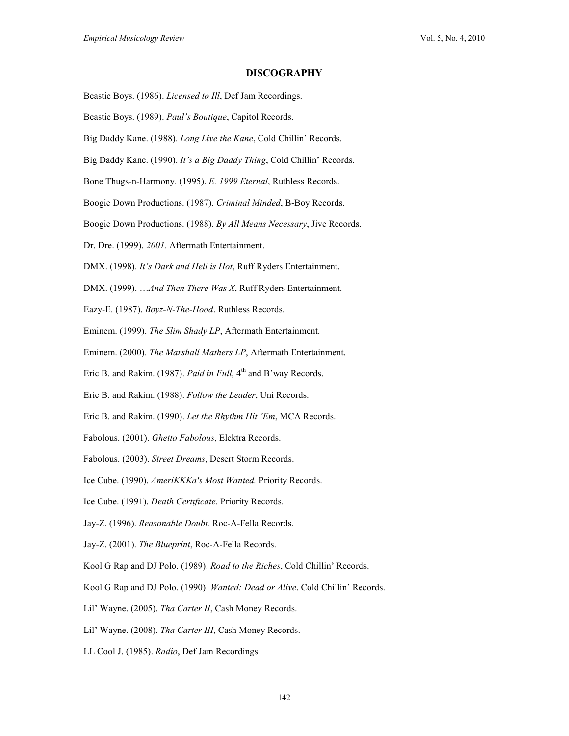## DISCOGRAPHY

Beastie Boys. (1986). *Licensed to Ill*, Def Jam Recordings.

Beastie Boys. (1989). *Paul's Boutique*, Capitol Records.

Big Daddy Kane. (1988). *Long Live the Kane*, Cold Chillin' Records.

Big Daddy Kane. (1990). *It's a Big Daddy Thing*, Cold Chillin' Records.

Bone Thugs-n-Harmony. (1995). *E. 1999 Eternal*, Ruthless Records.

Boogie Down Productions. (1987). *Criminal Minded*, B-Boy Records.

Boogie Down Productions. (1988). *By All Means Necessary*, Jive Records.

Dr. Dre. (1999). *2001*. Aftermath Entertainment.

DMX. (1998). *It's Dark and Hell is Hot*, Ruff Ryders Entertainment.

DMX. (1999). …*And Then There Was X*, Ruff Ryders Entertainment.

Eazy-E. (1987). *Boyz-N-The-Hood*. Ruthless Records.

Eminem. (1999). *The Slim Shady LP*, Aftermath Entertainment.

Eminem. (2000). *The Marshall Mathers LP*, Aftermath Entertainment.

Eric B. and Rakim. (1987). *Paid in Full*, 4th and B'way Records.

Eric B. and Rakim. (1988). *Follow the Leader*, Uni Records.

Eric B. and Rakim. (1990). *Let the Rhythm Hit 'Em*, MCA Records.

Fabolous. (2001). *Ghetto Fabolous*, Elektra Records.

Fabolous. (2003). *Street Dreams*, Desert Storm Records.

Ice Cube. (1990). *AmeriKKKa's Most Wanted.* Priority Records.

Ice Cube. (1991). *Death Certificate.* Priority Records.

Jay-Z. (1996). *Reasonable Doubt.* Roc-A-Fella Records.

Jay-Z. (2001). *The Blueprint*, Roc-A-Fella Records.

Kool G Rap and DJ Polo. (1989). *Road to the Riches*, Cold Chillin' Records.

Kool G Rap and DJ Polo. (1990). *Wanted: Dead or Alive*. Cold Chillin' Records.

Lil' Wayne. (2005). *Tha Carter II*, Cash Money Records.

Lil' Wayne. (2008). *Tha Carter III*, Cash Money Records.

LL Cool J. (1985). *Radio*, Def Jam Recordings.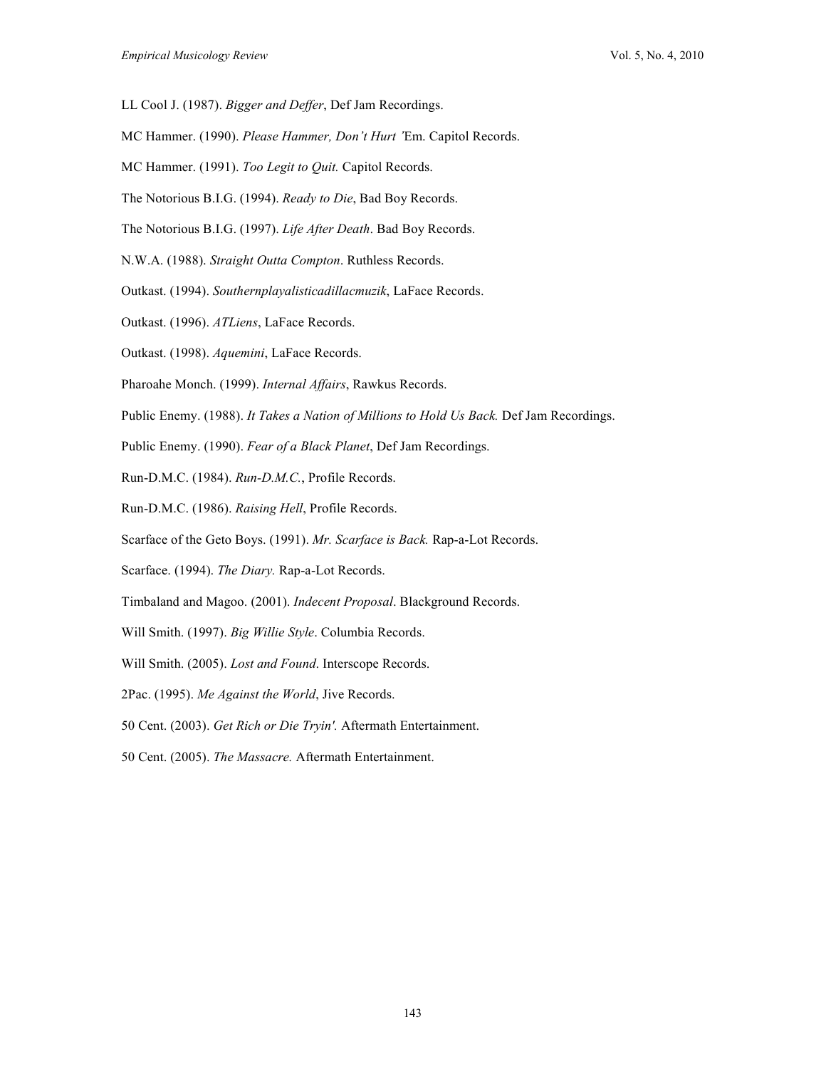LL Cool J. (1987). *Bigger and Deffer*, Def Jam Recordings.

MC Hammer. (1990). *Please Hammer, Don't Hurt 'Em.* Capitol Records.

MC Hammer. (1991). *Too Legit to Quit.* Capitol Records.

The Notorious B.I.G. (1994). *Ready to Die*, Bad Boy Records.

The Notorious B.I.G. (1997). *Life After Death*. Bad Boy Records.

N.W.A. (1988). *Straight Outta Compton*. Ruthless Records.

Outkast. (1994). *Southernplayalisticadillacmuzik*, LaFace Records.

Outkast. (1996). *ATLiens*, LaFace Records.

Outkast. (1998). *Aquemini*, LaFace Records.

Pharoahe Monch. (1999). *Internal Affairs*, Rawkus Records.

Public Enemy. (1988). *It Takes a Nation of Millions to Hold Us Back.* Def Jam Recordings.

Public Enemy. (1990). *Fear of a Black Planet*, Def Jam Recordings.

Run-D.M.C. (1984). *Run-D.M.C.*, Profile Records.

Run-D.M.C. (1986). *Raising Hell*, Profile Records.

Scarface of the Geto Boys. (1991). *Mr. Scarface is Back.* Rap-a-Lot Records.

Scarface. (1994). *The Diary.* Rap-a-Lot Records.

Timbaland and Magoo. (2001). *Indecent Proposal*. Blackground Records.

Will Smith. (1997). *Big Willie Style*. Columbia Records.

Will Smith. (2005). *Lost and Found*. Interscope Records.

2Pac. (1995). *Me Against the World*, Jive Records.

50 Cent. (2003). *Get Rich or Die Tryin'.* Aftermath Entertainment.

50 Cent. (2005). *The Massacre.* Aftermath Entertainment.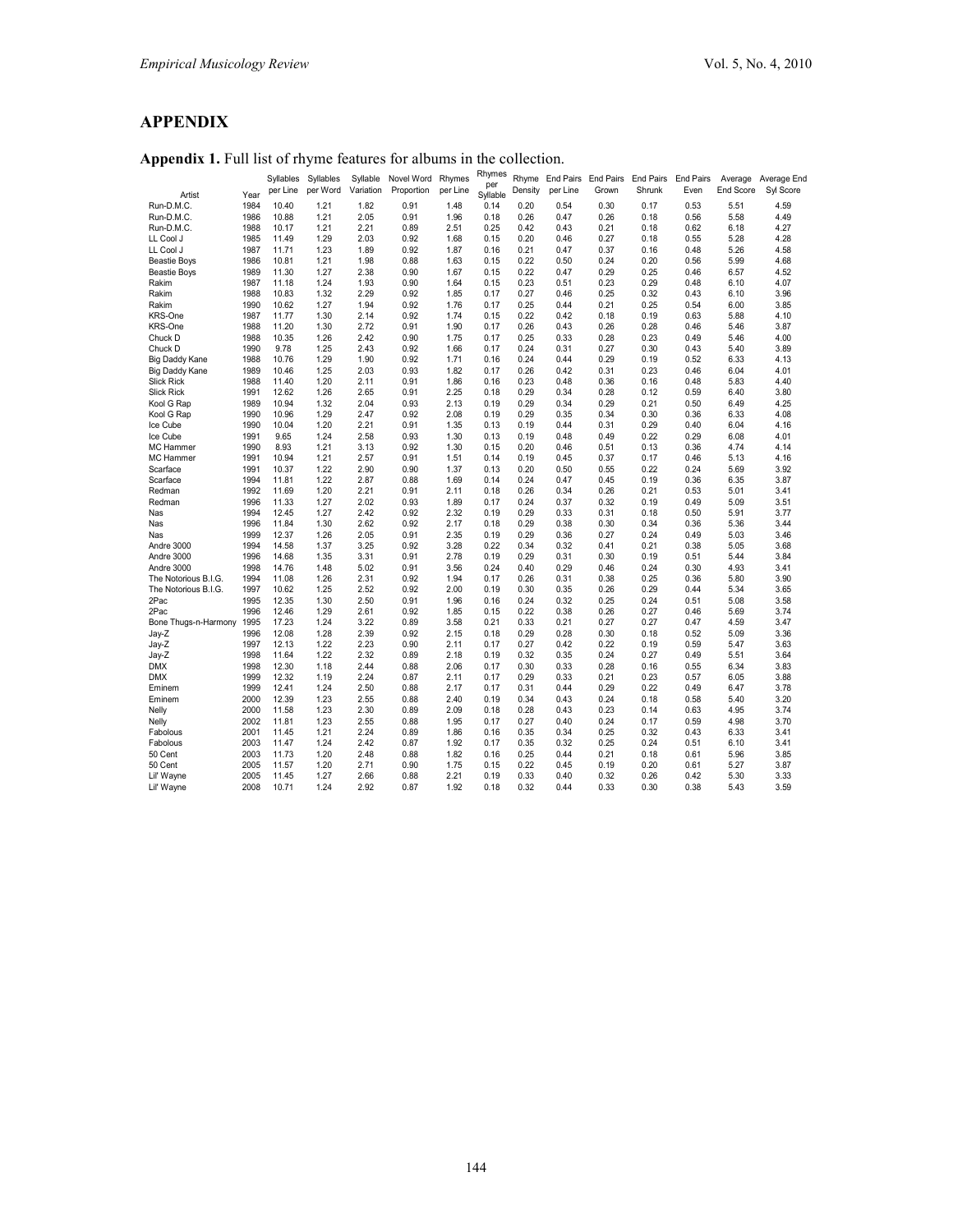## APPENDIX

**Appendix 1.** Full list of rhyme features for albums in the collection.

| Artist | Year | Syllables per Line | Syllables per Word | Syllable Variation | Novel Word Proportion | Rhymes per Line | Rhymes per Syllable | Rhyme Density | End Pairs per Line | End Pairs Grown | End Pairs Shrunk | End Pairs Even | Average End Score | Average End Syl Score |
|---|---|---|---|---|---|---|---|---|---|---|---|---|---|---|
| Run-D.M.C. | 1984 | 10.40 | 1.21 | 1.82 | 0.91 | 1.48 | 0.14 | 0.20 | 0.54 | 0.30 | 0.17 | 0.53 | 5.51 | 4.59 |
| Run-D.M.C. | 1986 | 10.88 | 1.21 | 2.05 | 0.91 | 1.96 | 0.18 | 0.26 | 0.47 | 0.26 | 0.18 | 0.56 | 5.58 | 4.49 |
| Run-D.M.C. | 1988 | 10.17 | 1.21 | 2.21 | 0.89 | 2.51 | 0.25 | 0.42 | 0.43 | 0.21 | 0.18 | 0.62 | 6.18 | 4.27 |
| LL Cool J | 1985 | 11.49 | 1.29 | 2.03 | 0.92 | 1.68 | 0.15 | 0.20 | 0.46 | 0.27 | 0.18 | 0.55 | 5.28 | 4.28 |
| LL Cool J | 1987 | 11.71 | 1.23 | 1.89 | 0.92 | 1.87 | 0.16 | 0.21 | 0.47 | 0.37 | 0.16 | 0.48 | 5.26 | 4.58 |
| Beastie Boys | 1986 | 10.81 | 1.21 | 1.98 | 0.88 | 1.63 | 0.15 | 0.22 | 0.50 | 0.24 | 0.20 | 0.56 | 5.99 | 4.68 |
| Beastie Boys | 1989 | 11.30 | 1.27 | 2.38 | 0.90 | 1.67 | 0.15 | 0.22 | 0.47 | 0.29 | 0.25 | 0.46 | 6.57 | 4.52 |
| Rakim | 1987 | 11.18 | 1.24 | 1.93 | 0.90 | 1.64 | 0.15 | 0.23 | 0.51 | 0.23 | 0.29 | 0.48 | 6.10 | 4.07 |
| Rakim | 1988 | 10.83 | 1.32 | 2.29 | 0.92 | 1.85 | 0.17 | 0.27 | 0.46 | 0.25 | 0.32 | 0.43 | 6.10 | 3.96 |
| Rakim | 1990 | 10.62 | 1.27 | 1.94 | 0.92 | 1.76 | 0.17 | 0.25 | 0.44 | 0.21 | 0.25 | 0.54 | 6.00 | 3.85 |
| KRS-One | 1987 | 11.77 | 1.30 | 2.14 | 0.92 | 1.74 | 0.15 | 0.22 | 0.42 | 0.18 | 0.19 | 0.63 | 5.88 | 4.10 |
| KRS-One | 1988 | 11.20 | 1.30 | 2.72 | 0.91 | 1.90 | 0.17 | 0.26 | 0.43 | 0.26 | 0.28 | 0.46 | 5.46 | 3.87 |
| Chuck D | 1988 | 10.35 | 1.26 | 2.42 | 0.90 | 1.75 | 0.17 | 0.25 | 0.33 | 0.28 | 0.23 | 0.49 | 5.46 | 4.00 |
| Chuck D | 1990 | 9.78 | 1.25 | 2.43 | 0.92 | 1.66 | 0.17 | 0.24 | 0.31 | 0.27 | 0.30 | 0.43 | 5.40 | 3.89 |
| Big Daddy Kane | 1988 | 10.76 | 1.29 | 1.90 | 0.92 | 1.71 | 0.16 | 0.24 | 0.44 | 0.29 | 0.19 | 0.52 | 6.33 | 4.13 |
| Big Daddy Kane | 1989 | 10.46 | 1.25 | 2.03 | 0.93 | 1.82 | 0.17 | 0.26 | 0.42 | 0.31 | 0.23 | 0.46 | 6.04 | 4.01 |
| Slick Rick | 1988 | 11.40 | 1.20 | 2.11 | 0.91 | 1.86 | 0.16 | 0.23 | 0.48 | 0.36 | 0.16 | 0.48 | 5.83 | 4.40 |
| Slick Rick | 1991 | 12.62 | 1.26 | 2.65 | 0.91 | 2.25 | 0.18 | 0.29 | 0.34 | 0.28 | 0.12 | 0.59 | 6.40 | 3.80 |
| Kool G Rap | 1989 | 10.94 | 1.32 | 2.04 | 0.93 | 2.13 | 0.19 | 0.29 | 0.34 | 0.29 | 0.21 | 0.50 | 6.49 | 4.25 |
| Kool G Rap | 1990 | 10.96 | 1.29 | 2.47 | 0.92 | 2.08 | 0.19 | 0.29 | 0.35 | 0.34 | 0.30 | 0.36 | 6.33 | 4.08 |
| Ice Cube | 1990 | 10.04 | 1.20 | 2.21 | 0.91 | 1.35 | 0.13 | 0.19 | 0.44 | 0.31 | 0.29 | 0.40 | 6.04 | 4.16 |
| Ice Cube | 1991 | 9.65 | 1.24 | 2.58 | 0.93 | 1.30 | 0.13 | 0.19 | 0.48 | 0.49 | 0.22 | 0.29 | 6.08 | 4.01 |
| MC Hammer | 1990 | 8.93 | 1.21 | 3.13 | 0.92 | 1.30 | 0.15 | 0.20 | 0.46 | 0.51 | 0.13 | 0.36 | 4.74 | 4.14 |
| MC Hammer | 1991 | 10.94 | 1.21 | 2.57 | 0.91 | 1.51 | 0.14 | 0.19 | 0.45 | 0.37 | 0.17 | 0.46 | 5.13 | 4.16 |
| Scarface | 1991 | 10.37 | 1.22 | 2.90 | 0.90 | 1.37 | 0.13 | 0.20 | 0.50 | 0.55 | 0.22 | 0.24 | 5.69 | 3.92 |
| Scarface | 1994 | 11.81 | 1.22 | 2.87 | 0.88 | 1.69 | 0.14 | 0.24 | 0.47 | 0.45 | 0.19 | 0.36 | 6.35 | 3.87 |
| Redman | 1992 | 11.69 | 1.20 | 2.21 | 0.91 | 2.11 | 0.18 | 0.26 | 0.34 | 0.26 | 0.21 | 0.53 | 5.01 | 3.41 |
| Redman | 1996 | 11.33 | 1.27 | 2.02 | 0.93 | 1.89 | 0.17 | 0.24 | 0.37 | 0.32 | 0.19 | 0.49 | 5.09 | 3.51 |
| Nas | 1994 | 12.45 | 1.27 | 2.42 | 0.92 | 2.32 | 0.19 | 0.29 | 0.33 | 0.31 | 0.18 | 0.50 | 5.91 | 3.77 |
| Nas | 1996 | 11.84 | 1.30 | 2.62 | 0.92 | 2.17 | 0.18 | 0.29 | 0.38 | 0.30 | 0.34 | 0.36 | 5.36 | 3.44 |
| Nas | 1999 | 12.37 | 1.26 | 2.05 | 0.91 | 2.35 | 0.19 | 0.29 | 0.36 | 0.27 | 0.24 | 0.49 | 5.03 | 3.46 |
| Andre 3000 | 1994 | 14.58 | 1.37 | 3.25 | 0.92 | 3.28 | 0.22 | 0.34 | 0.32 | 0.41 | 0.21 | 0.38 | 5.05 | 3.68 |
| Andre 3000 | 1996 | 14.68 | 1.35 | 3.31 | 0.91 | 2.78 | 0.19 | 0.29 | 0.31 | 0.30 | 0.19 | 0.51 | 5.44 | 3.84 |
| Andre 3000 | 1998 | 14.76 | 1.48 | 5.02 | 0.91 | 3.56 | 0.24 | 0.40 | 0.29 | 0.46 | 0.24 | 0.30 | 4.93 | 3.41 |
| The Notorious B.I.G. | 1994 | 11.08 | 1.26 | 2.31 | 0.92 | 1.94 | 0.17 | 0.26 | 0.31 | 0.38 | 0.25 | 0.36 | 5.80 | 3.90 |
| The Notorious B.I.G. | 1997 | 10.62 | 1.25 | 2.52 | 0.92 | 2.00 | 0.19 | 0.30 | 0.35 | 0.26 | 0.29 | 0.44 | 5.34 | 3.65 |
| 2Pac | 1995 | 12.35 | 1.30 | 2.50 | 0.91 | 1.96 | 0.16 | 0.24 | 0.32 | 0.25 | 0.24 | 0.51 | 5.08 | 3.58 |
| 2Pac | 1996 | 12.46 | 1.29 | 2.61 | 0.92 | 1.85 | 0.15 | 0.22 | 0.38 | 0.26 | 0.27 | 0.46 | 5.69 | 3.74 |
| Bone Thugs-n-Harmony | 1995 | 17.23 | 1.24 | 3.22 | 0.89 | 3.58 | 0.21 | 0.33 | 0.21 | 0.27 | 0.27 | 0.47 | 4.59 | 3.47 |
| Jay-Z | 1996 | 12.08 | 1.28 | 2.39 | 0.92 | 2.15 | 0.18 | 0.29 | 0.28 | 0.30 | 0.18 | 0.52 | 5.09 | 3.36 |
| Jay-Z | 1997 | 12.13 | 1.22 | 2.23 | 0.90 | 2.11 | 0.17 | 0.27 | 0.42 | 0.22 | 0.19 | 0.59 | 5.47 | 3.63 |
| Jay-Z | 1998 | 11.64 | 1.22 | 2.32 | 0.89 | 2.18 | 0.19 | 0.32 | 0.35 | 0.24 | 0.27 | 0.49 | 5.51 | 3.64 |
| DMX | 1998 | 12.30 | 1.18 | 2.44 | 0.88 | 2.06 | 0.17 | 0.30 | 0.33 | 0.28 | 0.16 | 0.55 | 6.34 | 3.83 |
| DMX | 1999 | 12.32 | 1.19 | 2.24 | 0.87 | 2.11 | 0.17 | 0.29 | 0.33 | 0.21 | 0.23 | 0.57 | 6.05 | 3.88 |
| Eminem | 1999 | 12.41 | 1.24 | 2.50 | 0.88 | 2.17 | 0.17 | 0.31 | 0.44 | 0.29 | 0.22 | 0.49 | 6.47 | 3.78 |
| Eminem | 2000 | 12.39 | 1.23 | 2.55 | 0.88 | 2.40 | 0.19 | 0.34 | 0.43 | 0.24 | 0.18 | 0.58 | 5.40 | 3.20 |
| Nelly | 2000 | 11.58 | 1.23 | 2.30 | 0.89 | 2.09 | 0.18 | 0.28 | 0.43 | 0.23 | 0.14 | 0.63 | 4.95 | 3.74 |
| Nelly | 2002 | 11.81 | 1.23 | 2.55 | 0.88 | 1.95 | 0.17 | 0.27 | 0.40 | 0.24 | 0.17 | 0.59 | 4.98 | 3.70 |
| Fabolous | 2001 | 11.45 | 1.21 | 2.24 | 0.89 | 1.86 | 0.16 | 0.35 | 0.34 | 0.25 | 0.32 | 0.43 | 6.33 | 3.41 |
| Fabolous | 2003 | 11.47 | 1.24 | 2.42 | 0.87 | 1.92 | 0.17 | 0.35 | 0.32 | 0.25 | 0.24 | 0.51 | 6.10 | 3.41 |
| 50 Cent | 2003 | 11.73 | 1.20 | 2.48 | 0.88 | 1.82 | 0.16 | 0.25 | 0.44 | 0.21 | 0.18 | 0.61 | 5.96 | 3.85 |
| 50 Cent | 2005 | 11.57 | 1.20 | 2.71 | 0.90 | 1.75 | 0.15 | 0.22 | 0.45 | 0.19 | 0.20 | 0.61 | 5.27 | 3.87 |
| Lil' Wayne | 2005 | 11.45 | 1.27 | 2.66 | 0.88 | 2.21 | 0.19 | 0.33 | 0.40 | 0.32 | 0.26 | 0.42 | 5.30 | 3.33 |
| Lil' Wayne | 2008 | 10.71 | 1.24 | 2.92 | 0.87 | 1.92 | 0.18 | 0.32 | 0.44 | 0.33 | 0.30 | 0.38 | 5.43 | 3.59 |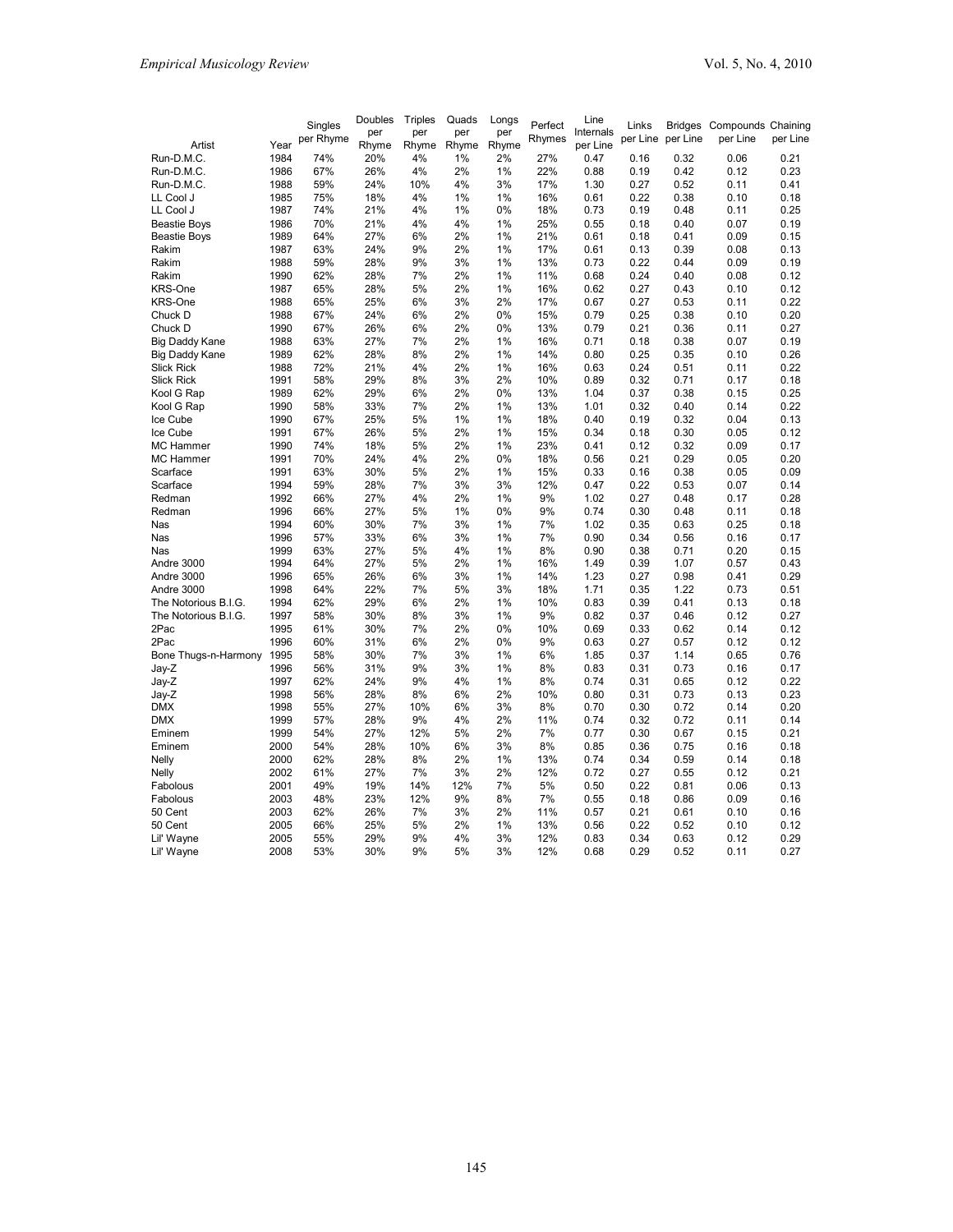| Artist | Year | Singles per Rhyme | Doubles per Rhyme | Triples per Rhyme | Quads per Rhyme | Longs per Rhyme | Perfect Rhymes | Line Internals per Line | Links per Line | Bridges per Line | Compounds per Line | Chaining per Line |
|---|---|---|---|---|---|---|---|---|---|---|---|---|
| Run-D.M.C. | 1984 | 74% | 20% | 4% | 1% | 2% | 27% | 0.47 | 0.16 | 0.32 | 0.06 | 0.21 |
| Run-D.M.C. | 1986 | 67% | 26% | 4% | 2% | 1% | 22% | 0.88 | 0.19 | 0.42 | 0.12 | 0.23 |
| Run-D.M.C. | 1988 | 59% | 24% | 10% | 4% | 3% | 17% | 1.30 | 0.27 | 0.52 | 0.11 | 0.41 |
| LL Cool J | 1985 | 75% | 18% | 4% | 1% | 1% | 16% | 0.61 | 0.22 | 0.38 | 0.10 | 0.18 |
| LL Cool J | 1987 | 74% | 21% | 4% | 1% | 0% | 18% | 0.73 | 0.19 | 0.48 | 0.11 | 0.25 |
| Beastie Boys | 1986 | 70% | 21% | 4% | 4% | 1% | 25% | 0.55 | 0.18 | 0.40 | 0.07 | 0.19 |
| Beastie Boys | 1989 | 64% | 27% | 6% | 2% | 1% | 21% | 0.61 | 0.18 | 0.41 | 0.09 | 0.15 |
| Rakim | 1987 | 63% | 24% | 9% | 2% | 1% | 17% | 0.61 | 0.13 | 0.39 | 0.08 | 0.13 |
| Rakim | 1988 | 59% | 28% | 9% | 3% | 1% | 13% | 0.73 | 0.22 | 0.44 | 0.09 | 0.19 |
| Rakim | 1990 | 62% | 28% | 7% | 2% | 1% | 11% | 0.68 | 0.24 | 0.40 | 0.08 | 0.12 |
| KRS-One | 1987 | 65% | 28% | 5% | 2% | 1% | 16% | 0.62 | 0.27 | 0.43 | 0.10 | 0.12 |
| KRS-One | 1988 | 65% | 25% | 6% | 3% | 2% | 17% | 0.67 | 0.27 | 0.53 | 0.11 | 0.22 |
| Chuck D | 1988 | 67% | 24% | 6% | 2% | 0% | 15% | 0.79 | 0.25 | 0.38 | 0.10 | 0.20 |
| Chuck D | 1990 | 67% | 26% | 6% | 2% | 0% | 13% | 0.79 | 0.21 | 0.36 | 0.11 | 0.27 |
| Big Daddy Kane | 1988 | 63% | 27% | 7% | 2% | 1% | 16% | 0.71 | 0.18 | 0.38 | 0.07 | 0.19 |
| Big Daddy Kane | 1989 | 62% | 28% | 8% | 2% | 1% | 14% | 0.80 | 0.25 | 0.35 | 0.10 | 0.26 |
| Slick Rick | 1988 | 72% | 21% | 4% | 2% | 1% | 16% | 0.63 | 0.24 | 0.51 | 0.11 | 0.22 |
| Slick Rick | 1991 | 58% | 29% | 8% | 3% | 2% | 10% | 0.89 | 0.32 | 0.71 | 0.17 | 0.18 |
| Kool G Rap | 1989 | 62% | 29% | 6% | 2% | 0% | 13% | 1.04 | 0.37 | 0.38 | 0.15 | 0.25 |
| Kool G Rap | 1990 | 58% | 33% | 7% | 2% | 1% | 13% | 1.01 | 0.32 | 0.40 | 0.14 | 0.22 |
| Ice Cube | 1990 | 67% | 25% | 5% | 1% | 1% | 18% | 0.40 | 0.19 | 0.32 | 0.04 | 0.13 |
| Ice Cube | 1991 | 67% | 26% | 5% | 2% | 1% | 15% | 0.34 | 0.18 | 0.30 | 0.05 | 0.12 |
| MC Hammer | 1990 | 74% | 18% | 5% | 2% | 1% | 23% | 0.41 | 0.12 | 0.32 | 0.09 | 0.17 |
| MC Hammer | 1991 | 70% | 24% | 4% | 2% | 0% | 18% | 0.56 | 0.21 | 0.29 | 0.05 | 0.20 |
| Scarface | 1991 | 63% | 30% | 5% | 2% | 1% | 15% | 0.33 | 0.16 | 0.38 | 0.05 | 0.09 |
| Scarface | 1994 | 59% | 28% | 7% | 3% | 3% | 12% | 0.47 | 0.22 | 0.53 | 0.07 | 0.14 |
| Redman | 1992 | 66% | 27% | 4% | 2% | 1% | 9% | 1.02 | 0.27 | 0.48 | 0.17 | 0.28 |
| Redman | 1996 | 66% | 27% | 5% | 1% | 0% | 9% | 0.74 | 0.30 | 0.48 | 0.11 | 0.18 |
| Nas | 1994 | 60% | 30% | 7% | 3% | 1% | 7% | 1.02 | 0.35 | 0.63 | 0.25 | 0.18 |
| Nas | 1996 | 57% | 33% | 6% | 3% | 1% | 7% | 0.90 | 0.34 | 0.56 | 0.16 | 0.17 |
| Nas | 1999 | 63% | 27% | 5% | 4% | 1% | 8% | 0.90 | 0.38 | 0.71 | 0.20 | 0.15 |
| Andre 3000 | 1994 | 64% | 27% | 5% | 2% | 1% | 16% | 1.49 | 0.39 | 1.07 | 0.57 | 0.43 |
| Andre 3000 | 1996 | 65% | 26% | 6% | 3% | 1% | 14% | 1.23 | 0.27 | 0.98 | 0.41 | 0.29 |
| Andre 3000 | 1998 | 64% | 22% | 7% | 5% | 3% | 18% | 1.71 | 0.35 | 1.22 | 0.73 | 0.51 |
| The Notorious B.I.G. | 1994 | 62% | 29% | 6% | 2% | 1% | 10% | 0.83 | 0.39 | 0.41 | 0.13 | 0.18 |
| The Notorious B.I.G. | 1997 | 58% | 30% | 8% | 3% | 1% | 9% | 0.82 | 0.37 | 0.46 | 0.12 | 0.27 |
| 2Pac | 1995 | 61% | 30% | 7% | 2% | 0% | 10% | 0.69 | 0.33 | 0.62 | 0.14 | 0.12 |
| 2Pac | 1996 | 60% | 31% | 6% | 2% | 0% | 9% | 0.63 | 0.27 | 0.57 | 0.12 | 0.12 |
| Bone Thugs-n-Harmony | 1995 | 58% | 30% | 7% | 3% | 1% | 6% | 1.85 | 0.37 | 1.14 | 0.65 | 0.76 |
| Jay-Z | 1996 | 56% | 31% | 9% | 3% | 1% | 8% | 0.83 | 0.31 | 0.73 | 0.16 | 0.17 |
| Jay-Z | 1997 | 62% | 24% | 9% | 4% | 1% | 8% | 0.74 | 0.31 | 0.65 | 0.12 | 0.22 |
| Jay-Z | 1998 | 56% | 28% | 8% | 6% | 2% | 10% | 0.80 | 0.31 | 0.73 | 0.13 | 0.23 |
| DMX | 1998 | 55% | 27% | 10% | 6% | 3% | 8% | 0.70 | 0.30 | 0.72 | 0.14 | 0.20 |
| DMX | 1999 | 57% | 28% | 9% | 4% | 2% | 11% | 0.74 | 0.32 | 0.72 | 0.11 | 0.14 |
| Eminem | 1999 | 54% | 27% | 12% | 5% | 2% | 7% | 0.77 | 0.30 | 0.67 | 0.15 | 0.21 |
| Eminem | 2000 | 54% | 28% | 10% | 6% | 3% | 8% | 0.85 | 0.36 | 0.75 | 0.16 | 0.18 |
| Nelly | 2000 | 62% | 28% | 8% | 2% | 1% | 13% | 0.74 | 0.34 | 0.59 | 0.14 | 0.18 |
| Nelly | 2002 | 61% | 27% | 7% | 3% | 2% | 12% | 0.72 | 0.27 | 0.55 | 0.12 | 0.21 |
| Fabolous | 2001 | 49% | 19% | 14% | 12% | 7% | 5% | 0.50 | 0.22 | 0.81 | 0.06 | 0.13 |
| Fabolous | 2003 | 48% | 23% | 12% | 9% | 8% | 7% | 0.55 | 0.18 | 0.86 | 0.09 | 0.16 |
| 50 Cent | 2003 | 62% | 26% | 7% | 3% | 2% | 11% | 0.57 | 0.21 | 0.61 | 0.10 | 0.16 |
| 50 Cent | 2005 | 66% | 25% | 5% | 2% | 1% | 13% | 0.56 | 0.22 | 0.52 | 0.10 | 0.12 |
| Lil' Wayne | 2005 | 55% | 29% | 9% | 4% | 3% | 12% | 0.83 | 0.34 | 0.63 | 0.12 | 0.29 |
| Lil' Wayne | 2008 | 53% | 30% | 9% | 5% | 3% | 12% | 0.68 | 0.29 | 0.52 | 0.11 | 0.27 |